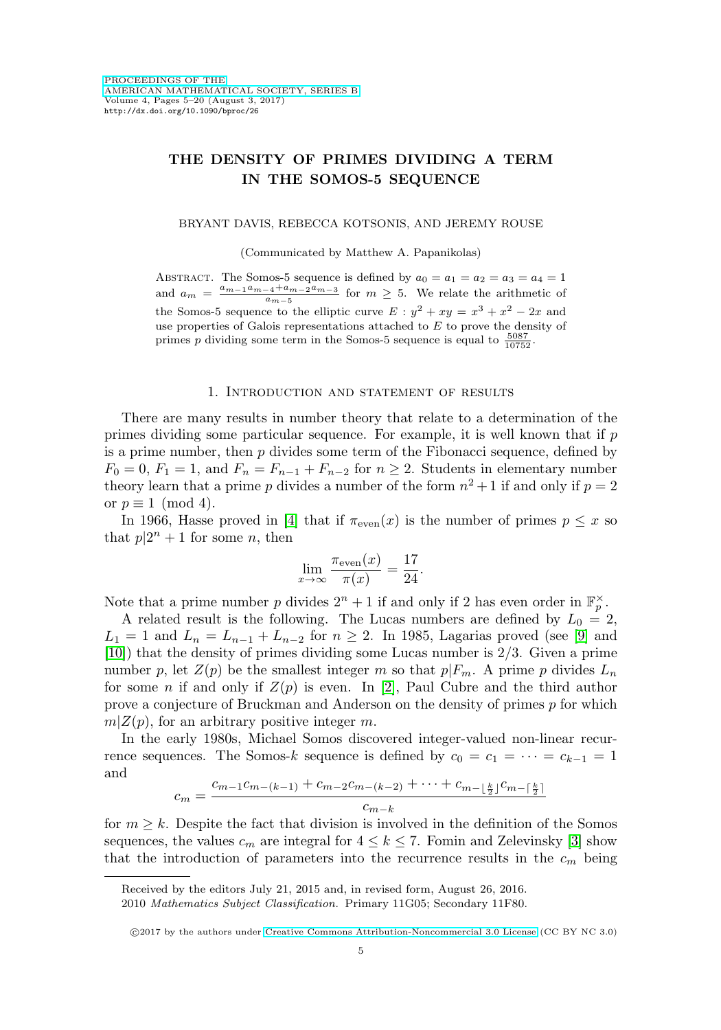# THE DENSITY OF PRIMES DIVIDING A TERM IN THE SOMOS-5 SEQUENCE

BRYANT DAVIS, REBECCA KOTSONIS, AND JEREMY ROUSE

(Communicated by Matthew A. Papanikolas)

Abstract. The Somos-5 sequence is defined by $a_0 = a_1 = a_2 = a_3 = a_4 = 1$ and $a_m = \frac{a_{m-1}a_{m-4}+a_{m-2}a_{m-3}}{a_{m-5}}$ for $m \geq 5$. We relate the arithmetic of the Somos-5 sequence to the elliptic curve $E : y^2 + xy = x^3 + x^2 - 2x$ and use properties of Galois representations attached to $E$ to prove the density of primes $p$ dividing some term in the Somos-5 sequence is equal to $\frac{5087}{10752}$.

## 1. Introduction and statement of results

There are many results in number theory that relate to a determination of the primes dividing some particular sequence. For example, it is well known that if $p$ is a prime number, then $p$ divides some term of the Fibonacci sequence, defined by $F_0 = 0$, $F_1 = 1$, and $F_n = F_{n-1} + F_{n-2}$ for $n \geq 2$. Students in elementary number theory learn that a prime $p$ divides a number of the form $n^2 + 1$ if and only if $p = 2$ or $p \equiv 1 \pmod 4$.

In 1966, Hasse proved in [4] that if $\pi_{\text{even}}(x)$ is the number of primes $p \leq x$ so that $p | 2^n + 1$ for some $n$, then

$$\lim_{x \to \infty} \frac{\pi_{\text{even}}(x)}{\pi(x)} = \frac{17}{24}.$$

Note that a prime number $p$ divides $2^n + 1$ if and only if 2 has even order in $\mathbb{F}_p^\times$.

A related result is the following. The Lucas numbers are defined by $L_0 = 2$, $L_1 = 1$ and $L_n = L_{n-1} + L_{n-2}$ for $n \geq 2$. In 1985, Lagarias proved (see [9] and [10]) that the density of primes dividing some Lucas number is $2/3$. Given a prime number $p$, let $Z(p)$ be the smallest integer $m$ so that $p | F_m$. A prime $p$ divides $L_n$ for some $n$ if and only if $Z(p)$ is even. In [2], Paul Cubre and the third author prove a conjecture of Bruckman and Anderson on the density of primes $p$ for which $m | Z(p)$, for an arbitrary positive integer $m$.

In the early 1980s, Michael Somos discovered integer-valued non-linear recurrence sequences. The Somos-$k$ sequence is defined by $c_0 = c_1 = \cdots = c_{k-1} = 1$ and

$$c_m = \frac{c_{m-1}c_{m-(k-1)} + c_{m-2}c_{m-(k-2)} + \cdots + c_{m-\lfloor \frac{k}{2} \rfloor}c_{m-\lceil \frac{k}{2} \rceil}}{c_{m-k}}$$

for $m \geq k$. Despite the fact that division is involved in the definition of the Somos sequences, the values $c_m$ are integral for $4 \leq k \leq 7$. Fomin and Zelevinsky [3] show that the introduction of parameters into the recurrence results in the $c_m$ being

Received by the editors July 21, 2015 and, in revised form, August 26, 2016.

2010 *Mathematics Subject Classification.* Primary 11G05; Secondary 11F80.

©2017 by the authors under Creative Commons Attribution-Noncommercial 3.0 License (CC BY NC 3.0)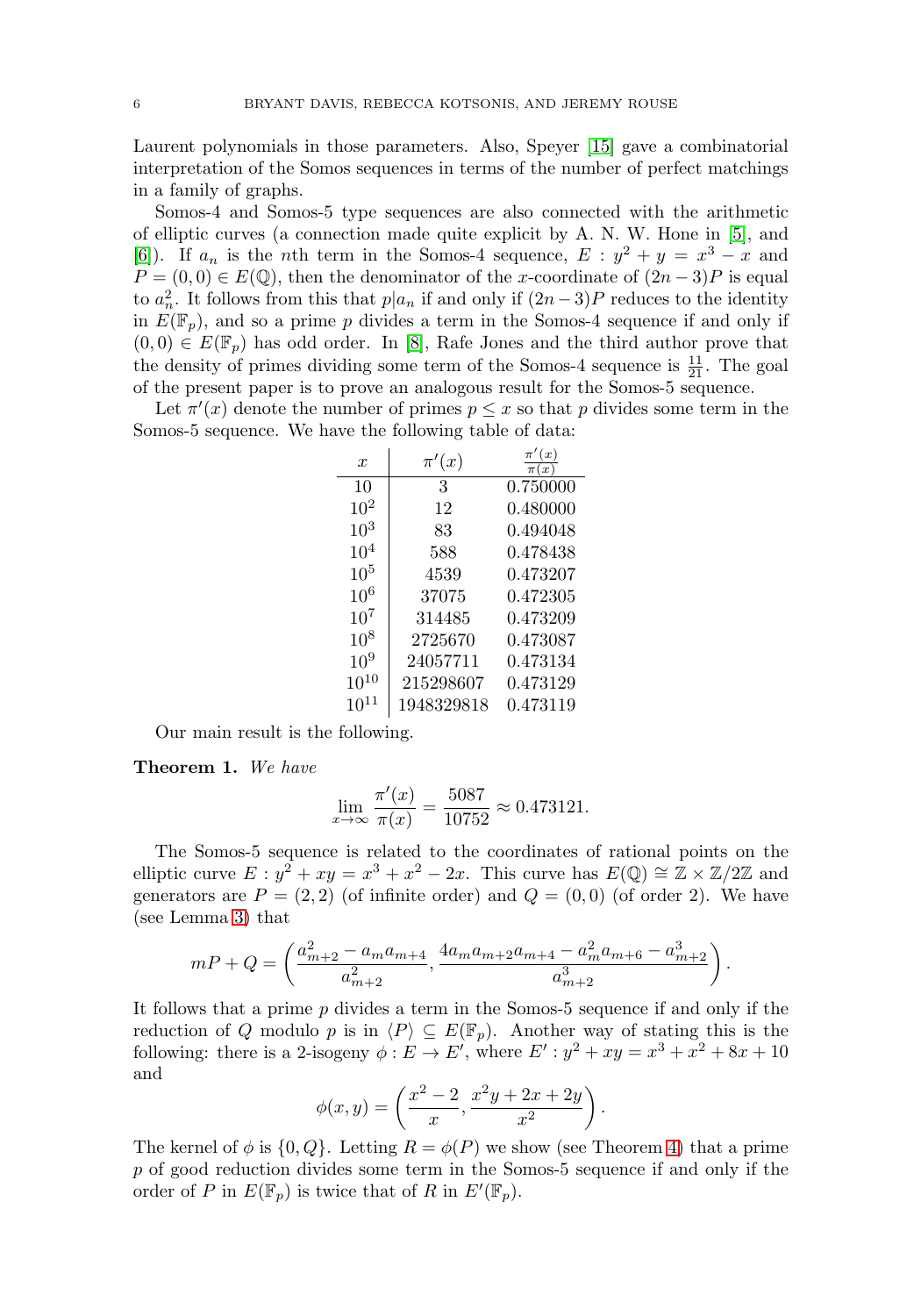Laurent polynomials in those parameters. Also, Speyer [15] gave a combinatorial interpretation of the Somos sequences in terms of the number of perfect matchings in a family of graphs.

Somos-4 and Somos-5 type sequences are also connected with the arithmetic of elliptic curves (a connection made quite explicit by A. N. W. Hone in [5], and [6]). If $a_n$ is the $n$th term in the Somos-4 sequence, $E : y^2 + y = x^3 - x$ and $P = (0, 0) \in E(\mathbb{Q})$, then the denominator of the $x$-coordinate of $(2n-3)P$ is equal to $a_n^2$. It follows from this that $p | a_n$ if and only if $(2n-3)P$ reduces to the identity in $E(\mathbb{F}_p)$, and so a prime $p$ divides a term in the Somos-4 sequence if and only if $(0,0) \in E(\mathbb{F}_p)$ has odd order. In [8], Rafe Jones and the third author prove that the density of primes dividing some term of the Somos-4 sequence is $\frac{11}{21}$. The goal of the present paper is to prove an analogous result for the Somos-5 sequence.

Let $\pi'(x)$ denote the number of primes $p \leq x$ so that $p$ divides some term in the Somos-5 sequence. We have the following table of data:

| $x$ | $\pi'(x)$ | $\frac{\pi'(x)}{\pi(x)}$ |
|---|---|---|
| 10 | 3 | 0.750000 |
| $10^2$ | 12 | 0.480000 |
| $10^3$ | 83 | 0.494048 |
| $10^4$ | 588 | 0.478438 |
| $10^5$ | 4539 | 0.473207 |
| $10^6$ | 37075 | 0.472305 |
| $10^7$ | 314485 | 0.473209 |
| $10^8$ | 2725670 | 0.473087 |
| $10^9$ | 24057711 | 0.473134 |
| $10^{10}$ | 215298607 | 0.473129 |
| $10^{11}$ | 1948329818 | 0.473119 |

Our main result is the following.

**Theorem 1.** *We have*

$$\lim_{x \to \infty} \frac{\pi'(x)}{\pi(x)} = \frac{5087}{10752} \approx 0.473121.$$

The Somos-5 sequence is related to the coordinates of rational points on the elliptic curve $E : y^2 + xy = x^3 + x^2 - 2x$. This curve has $E(\mathbb{Q}) \cong \mathbb{Z} \times \mathbb{Z}/2\mathbb{Z}$ and generators are $P = (2, 2)$ (of infinite order) and $Q = (0, 0)$ (of order 2). We have (see Lemma 3) that

$$mP + Q = \left( \frac{a_{m+2}^2 - a_m a_{m+4}}{a_{m+2}^2}, \frac{4a_m a_{m+2} a_{m+4} - a_m^2 a_{m+6} - a_{m+2}^3}{a_{m+2}^3} \right).$$

It follows that a prime $p$ divides a term in the Somos-5 sequence if and only if the reduction of $Q$ modulo $p$ is in $\langle P \rangle \subseteq E(\mathbb{F}_p)$. Another way of stating this is the following: there is a 2-isogeny $\phi : E \to E'$, where $E' : y^2 + xy = x^3 + x^2 + 8x + 10$ and

$$\phi(x, y) = \left( \frac{x^2 - 2}{x}, \frac{x^2 y + 2x + 2y}{x^2} \right).$$

The kernel of $\phi$ is $\{0, Q\}$. Letting $R = \phi(P)$ we show (see Theorem 4) that a prime $p$ of good reduction divides some term in the Somos-5 sequence if and only if the order of $P$ in $E(\mathbb{F}_p)$ is twice that of $R$ in $E'(\mathbb{F}_p)$.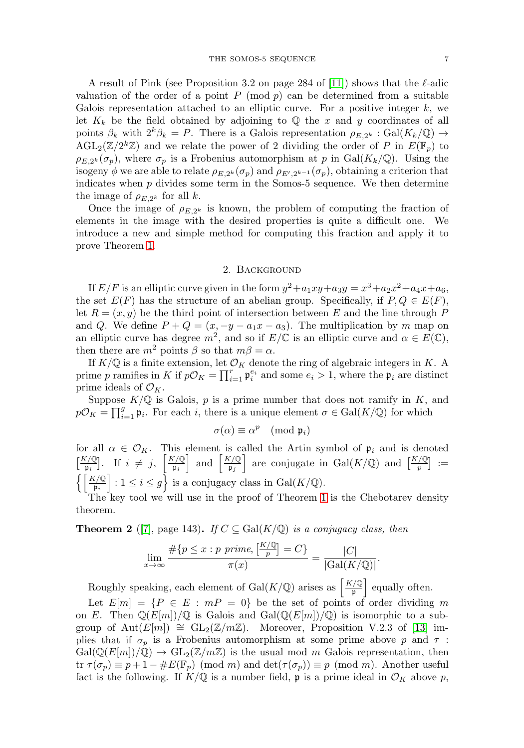A result of Pink (see Proposition 3.2 on page 284 of [11]) shows that the $\ell$-adic valuation of the order of a point $P \pmod p$ can be determined from a suitable Galois representation attached to an elliptic curve. For a positive integer $k$, we let $K_k$ be the field obtained by adjoining to $\mathbb{Q}$ the $x$ and $y$ coordinates of all points $\beta_k$ with $2^k \beta_k = P$. There is a Galois representation $\rho_{E,2^k} : \mathrm{Gal}(K_k/\mathbb{Q}) \to \mathrm{AGL}_2(\mathbb{Z}/2^k\mathbb{Z})$ and we relate the power of 2 dividing the order of $P$ in $E(\mathbb{F}_p)$ to $\rho_{E,2^k}(\sigma_p)$, where $\sigma_p$ is a Frobenius automorphism at $p$ in $\mathrm{Gal}(K_k/\mathbb{Q})$. Using the isogeny $\phi$ we are able to relate $\rho_{E,2^k}(\sigma_p)$ and $\rho_{E',2^{k-1}}(\sigma_p)$, obtaining a criterion that indicates when $p$ divides some term in the Somos-5 sequence. We then determine the image of $\rho_{E,2^k}$ for all $k$.

Once the image of $\rho_{E,2^k}$ is known, the problem of computing the fraction of elements in the image with the desired properties is quite a difficult one. We introduce a new and simple method for computing this fraction and apply it to prove Theorem 1.

## 2. Background

If $E/F$ is an elliptic curve given in the form $y^2 + a_1xy + a_3y = x^3 + a_2x^2 + a_4x + a_6$, the set $E(F)$ has the structure of an abelian group. Specifically, if $P, Q \in E(F)$, let $R = (x, y)$ be the third point of intersection between $E$ and the line through $P$ and $Q$. We define $P + Q = (x, -y - a_1x - a_3)$. The multiplication by $m$ map on an elliptic curve has degree $m^2$, and so if $E/\mathbb{C}$ is an elliptic curve and $\alpha \in E(\mathbb{C})$, then there are $m^2$ points $\beta$ so that $m\beta = \alpha$.

If $K/\mathbb{Q}$ is a finite extension, let $\mathcal{O}_K$ denote the ring of algebraic integers in $K$. A prime $p$ ramifies in $K$ if $p\mathcal{O}_K = \prod_{i=1}^{r} \mathfrak{p}_i^{e_i}$ and some $e_i > 1$, where the $\mathfrak{p}_i$ are distinct prime ideals of $\mathcal{O}_K$.

Suppose $K/\mathbb{Q}$ is Galois, $p$ is a prime number that does not ramify in $K$, and $p\mathcal{O}_K = \prod_{i=1}^{g} \mathfrak{p}_i$. For each $i$, there is a unique element $\sigma \in \mathrm{Gal}(K/\mathbb{Q})$ for which

$$\sigma(\alpha) \equiv \alpha^p \pmod{\mathfrak{p}_i}$$

for all $\alpha \in \mathcal{O}_K$. This element is called the Artin symbol of $\mathfrak{p}_i$ and is denoted $\left[\frac{K/\mathbb{Q}}{\mathfrak{p}_i}\right]$. If $i \neq j$, $\left[\frac{K/\mathbb{Q}}{\mathfrak{p}_i}\right]$ and $\left[\frac{K/\mathbb{Q}}{\mathfrak{p}_j}\right]$ are conjugate in $\mathrm{Gal}(K/\mathbb{Q})$ and $\left[\frac{K/\mathbb{Q}}{p}\right] := \left\{\left[\frac{K/\mathbb{Q}}{\mathfrak{p}_i}\right] : 1 \leq i \leq g\right\}$ is a conjugacy class in $\mathrm{Gal}(K/\mathbb{Q})$.

The key tool we will use in the proof of Theorem 1 is the Chebotarev density theorem.

**Theorem 2** ([7], page 143)**.** *If $C \subseteq \mathrm{Gal}(K/\mathbb{Q})$ is a conjugacy class, then*

$$\lim_{x \to \infty} \frac{\#\{p \leq x : p \text{ prime}, \left[\frac{K/\mathbb{Q}}{p}\right] = C\}}{\pi(x)} = \frac{|C|}{|\mathrm{Gal}(K/\mathbb{Q})|}.$$

Roughly speaking, each element of $\mathrm{Gal}(K/\mathbb{Q})$ arises as $\left[\frac{K/\mathbb{Q}}{\mathfrak{p}}\right]$ equally often.

Let $E[m] = \{P \in E : mP = 0\}$ be the set of points of order dividing $m$ on $E$. Then $\mathbb{Q}(E[m])/\mathbb{Q}$ is Galois and $\mathrm{Gal}(\mathbb{Q}(E[m])/\mathbb{Q})$ is isomorphic to a subgroup of $\mathrm{Aut}(E[m]) \cong \mathrm{GL}_2(\mathbb{Z}/m\mathbb{Z})$. Moreover, Proposition V.2.3 of [13] implies that if $\sigma_p$ is a Frobenius automorphism at some prime above $p$ and $\tau : \mathrm{Gal}(\mathbb{Q}(E[m])/\mathbb{Q}) \to \mathrm{GL}_2(\mathbb{Z}/m\mathbb{Z})$ is the usual mod $m$ Galois representation, then $\mathrm{tr}\, \tau(\sigma_p) \equiv p + 1 - \#E(\mathbb{F}_p) \pmod m$ and $\det(\tau(\sigma_p)) \equiv p \pmod m$. Another useful fact is the following. If $K/\mathbb{Q}$ is a number field, $\mathfrak{p}$ is a prime ideal in $\mathcal{O}_K$ above $p$,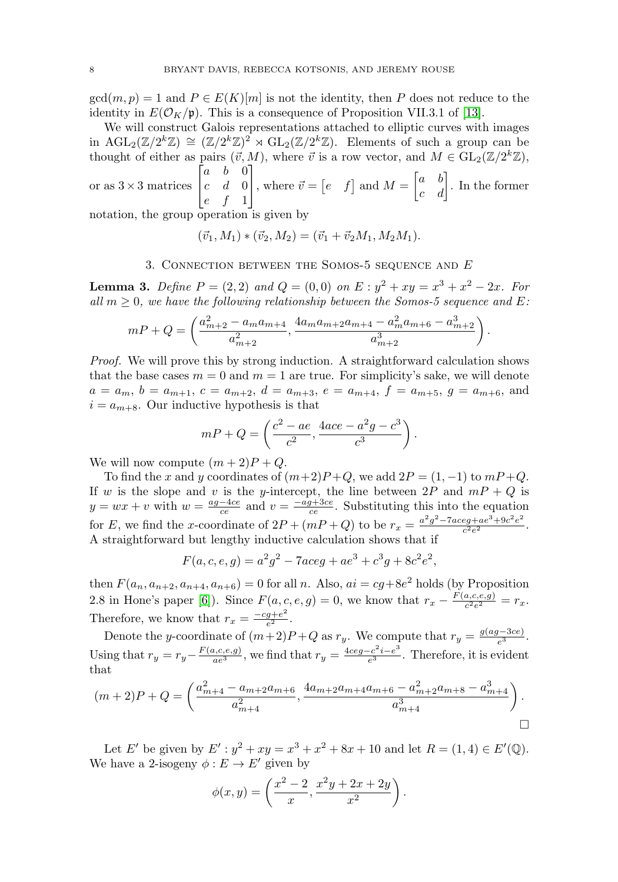$\gcd(m,p) = 1$ and $P \in E(K)[m]$ is not the identity, then $P$ does not reduce to the identity in $E(\mathcal{O}_K/\mathfrak{p})$. This is a consequence of Proposition VII.3.1 of [13].

We will construct Galois representations attached to elliptic curves with images in $\mathrm{AGL}_2(\mathbb{Z}/2^k\mathbb{Z}) \cong (\mathbb{Z}/2^k\mathbb{Z})^2 \rtimes \mathrm{GL}_2(\mathbb{Z}/2^k\mathbb{Z})$. Elements of such a group can be thought of either as pairs $(\vec{v}, M)$, where $\vec{v}$ is a row vector, and $M \in \mathrm{GL}_2(\mathbb{Z}/2^k\mathbb{Z})$, or as $3\times 3$ matrices $\begin{bmatrix} a & b & 0 \\ c & d & 0 \\ e & f & 1 \end{bmatrix}$, where $\vec{v} = \begin{bmatrix} e & f \end{bmatrix}$ and $M = \begin{bmatrix} a & b \\ c & d \end{bmatrix}$. In the former notation, the group operation is given by

$$(\vec{v}_1, M_1) * (\vec{v}_2, M_2) = (\vec{v}_1 + \vec{v}_2 M_1, M_2 M_1).$$

## 3. Connection between the Somos-5 sequence and $E$

**Lemma 3.** *Define $P = (2,2)$ and $Q = (0,0)$ on $E : y^2 + xy = x^3 + x^2 - 2x$. For all $m \geq 0$, we have the following relationship between the Somos-5 sequence and $E$:*

$$mP + Q = \left( \frac{a_{m+2}^2 - a_m a_{m+4}}{a_{m+2}^2}, \frac{4a_m a_{m+2} a_{m+4} - a_m^2 a_{m+6} - a_{m+2}^3}{a_{m+2}^3} \right).$$

*Proof.* We will prove this by strong induction. A straightforward calculation shows that the base cases $m = 0$ and $m = 1$ are true. For simplicity's sake, we will denote $a = a_m$, $b = a_{m+1}$, $c = a_{m+2}$, $d = a_{m+3}$, $e = a_{m+4}$, $f = a_{m+5}$, $g = a_{m+6}$, and $i = a_{m+8}$. Our inductive hypothesis is that

$$mP + Q = \left( \frac{c^2 - ae}{c^2}, \frac{4ace - a^2 g - c^3}{c^3} \right).$$

We will now compute $(m+2)P + Q$.

To find the $x$ and $y$ coordinates of $(m+2)P+Q$, we add $2P = (1,-1)$ to $mP+Q$. If $w$ is the slope and $v$ is the $y$-intercept, the line between $2P$ and $mP + Q$ is $y = wx + v$ with $w = \frac{ag-4ce}{ce}$ and $v = \frac{-ag+3ce}{ce}$. Substituting this into the equation for $E$, we find the $x$-coordinate of $2P + (mP + Q)$ to be $r_x = \frac{a^2g^2 - 7aceg + ae^3 + 9c^2e^2}{c^2e^2}$. A straightforward but lengthy inductive calculation shows that if

$$F(a,c,e,g) = a^2g^2 - 7aceg + ae^3 + c^3 g + 8c^2e^2,$$

then $F(a_n, a_{n+2}, a_{n+4}, a_{n+6}) = 0$ for all $n$. Also, $ai = cg + 8e^2$ holds (by Proposition 2.8 in Hone's paper [6]). Since $F(a,c,e,g) = 0$, we know that $r_x - \frac{F(a,c,e,g)}{c^2e^2} = r_x$. Therefore, we know that $r_x = \frac{-cg+e^2}{e^2}$.

Denote the $y$-coordinate of $(m+2)P+Q$ as $r_y$. We compute that $r_y = \frac{g(ag-3ce)}{e^3}$. Using that $r_y = r_y - \frac{F(a,c,e,g)}{ae^3}$, we find that $r_y = \frac{4ceg - c^2 i - e^3}{e^3}$. Therefore, it is evident that

$$(m+2)P + Q = \left( \frac{a_{m+4}^2 - a_{m+2} a_{m+6}}{a_{m+4}^2}, \frac{4a_{m+2} a_{m+4} a_{m+6} - a_{m+2}^2 a_{m+8} - a_{m+4}^3}{a_{m+4}^3} \right).$$

$\square$

Let $E'$ be given by $E' : y^2 + xy = x^3 + x^2 + 8x + 10$ and let $R = (1,4) \in E'(\mathbb{Q})$. We have a 2-isogeny $\phi : E \to E'$ given by

$$\phi(x,y) = \left( \frac{x^2 - 2}{x}, \frac{x^2 y + 2x + 2y}{x^2} \right).$$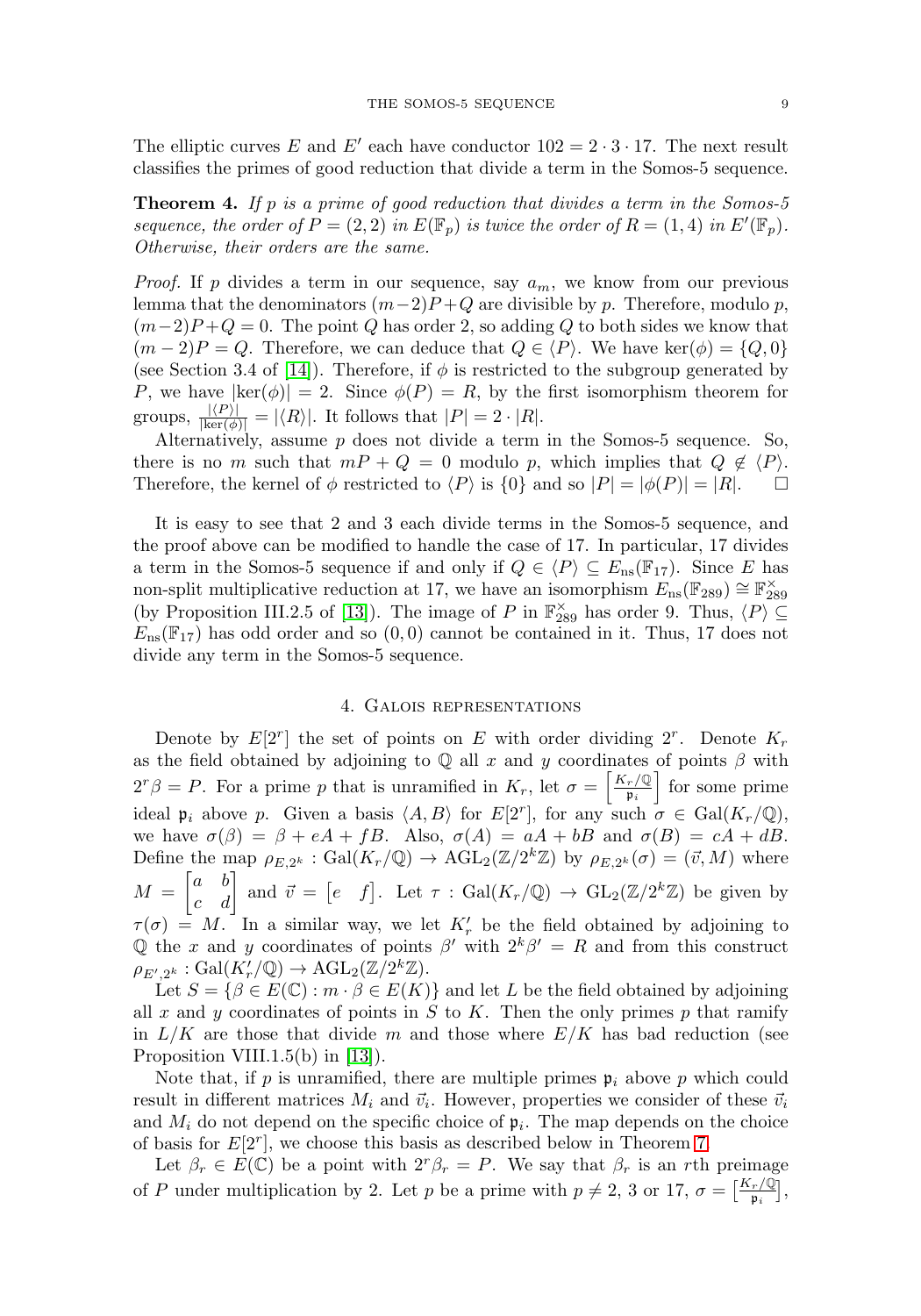The elliptic curves $E$ and $E'$ each have conductor $102 = 2 \cdot 3 \cdot 17$. The next result classifies the primes of good reduction that divide a term in the Somos-5 sequence.

**Theorem 4.** *If $p$ is a prime of good reduction that divides a term in the Somos-5 sequence, the order of $P = (2, 2)$ in $E(\mathbb{F}_p)$ is twice the order of $R = (1, 4)$ in $E'(\mathbb{F}_p)$. Otherwise, their orders are the same.*

*Proof.* If $p$ divides a term in our sequence, say $a_m$, we know from our previous lemma that the denominators $(m-2)P+Q$ are divisible by $p$. Therefore, modulo $p$, $(m-2)P+Q = 0$. The point $Q$ has order 2, so adding $Q$ to both sides we know that $(m-2)P = Q$. Therefore, we can deduce that $Q \in \langle P \rangle$. We have $\ker(\phi) = \{Q, 0\}$ (see Section 3.4 of [14]). Therefore, if $\phi$ is restricted to the subgroup generated by $P$, we have $|\ker(\phi)| = 2$. Since $\phi(P) = R$, by the first isomorphism theorem for groups, $\frac{|\langle P \rangle|}{|\ker(\phi)|} = |\langle R \rangle|$. It follows that $|P| = 2 \cdot |R|$.

Alternatively, assume $p$ does not divide a term in the Somos-5 sequence. So, there is no $m$ such that $mP + Q = 0$ modulo $p$, which implies that $Q \notin \langle P \rangle$. Therefore, the kernel of $\phi$ restricted to $\langle P \rangle$ is $\{0\}$ and so $|P| = |\phi(P)| = |R|$. $\square$

It is easy to see that 2 and 3 each divide terms in the Somos-5 sequence, and the proof above can be modified to handle the case of 17. In particular, 17 divides a term in the Somos-5 sequence if and only if $Q \in \langle P \rangle \subseteq E_{\text{ns}}(\mathbb{F}_{17})$. Since $E$ has non-split multiplicative reduction at 17, we have an isomorphism $E_{\text{ns}}(\mathbb{F}_{289}) \cong \mathbb{F}_{289}^{\times}$ (by Proposition III.2.5 of [13]). The image of $P$ in $\mathbb{F}_{289}^{\times}$ has order 9. Thus, $\langle P \rangle \subseteq E_{\text{ns}}(\mathbb{F}_{17})$ has odd order and so $(0, 0)$ cannot be contained in it. Thus, 17 does not divide any term in the Somos-5 sequence.

## 4. Galois representations

Denote by $E[2^r]$ the set of points on $E$ with order dividing $2^r$. Denote $K_r$ as the field obtained by adjoining to $\mathbb{Q}$ all $x$ and $y$ coordinates of points $\beta$ with $2^r\beta = P$. For a prime $p$ that is unramified in $K_r$, let $\sigma = \left[\frac{K_r/\mathbb{Q}}{\mathfrak{p}_i}\right]$ for some prime ideal $\mathfrak{p}_i$ above $p$. Given a basis $\langle A, B \rangle$ for $E[2^r]$, for any such $\sigma \in \mathrm{Gal}(K_r/\mathbb{Q})$, we have $\sigma(\beta) = \beta + eA + fB$. Also, $\sigma(A) = aA + bB$ and $\sigma(B) = cA + dB$. Define the map $\rho_{E,2^k} : \mathrm{Gal}(K_r/\mathbb{Q}) \to \mathrm{AGL}_2(\mathbb{Z}/2^k\mathbb{Z})$ by $\rho_{E,2^k}(\sigma) = (\vec{v}, M)$ where $M = \begin{bmatrix} a & b \\ c & d \end{bmatrix}$ and $\vec{v} = \begin{bmatrix} e & f \end{bmatrix}$. Let $\tau : \mathrm{Gal}(K_r/\mathbb{Q}) \to \mathrm{GL}_2(\mathbb{Z}/2^k\mathbb{Z})$ be given by $\tau(\sigma) = M$. In a similar way, we let $K_r'$ be the field obtained by adjoining to $\mathbb{Q}$ the $x$ and $y$ coordinates of points $\beta'$ with $2^k\beta' = R$ and from this construct $\rho_{E',2^k} : \mathrm{Gal}(K_r'/\mathbb{Q}) \to \mathrm{AGL}_2(\mathbb{Z}/2^k\mathbb{Z})$.

Let $S = \{\beta \in E(\mathbb{C}) : m \cdot \beta \in E(K)\}$ and let $L$ be the field obtained by adjoining all $x$ and $y$ coordinates of points in $S$ to $K$. Then the only primes $p$ that ramify in $L/K$ are those that divide $m$ and those where $E/K$ has bad reduction (see Proposition VIII.1.5(b) in [13]).

Note that, if $p$ is unramified, there are multiple primes $\mathfrak{p}_i$ above $p$ which could result in different matrices $M_i$ and $\vec{v}_i$. However, properties we consider of these $\vec{v}_i$ and $M_i$ do not depend on the specific choice of $\mathfrak{p}_i$. The map depends on the choice of basis for $E[2^r]$, we choose this basis as described below in Theorem 7.

Let $\beta_r \in E(\mathbb{C})$ be a point with $2^r\beta_r = P$. We say that $\beta_r$ is an $r$th preimage of $P$ under multiplication by 2. Let $p$ be a prime with $p \neq 2$, 3 or 17, $\sigma = \left[\frac{K_r/\mathbb{Q}}{\mathfrak{p}_i}\right]$,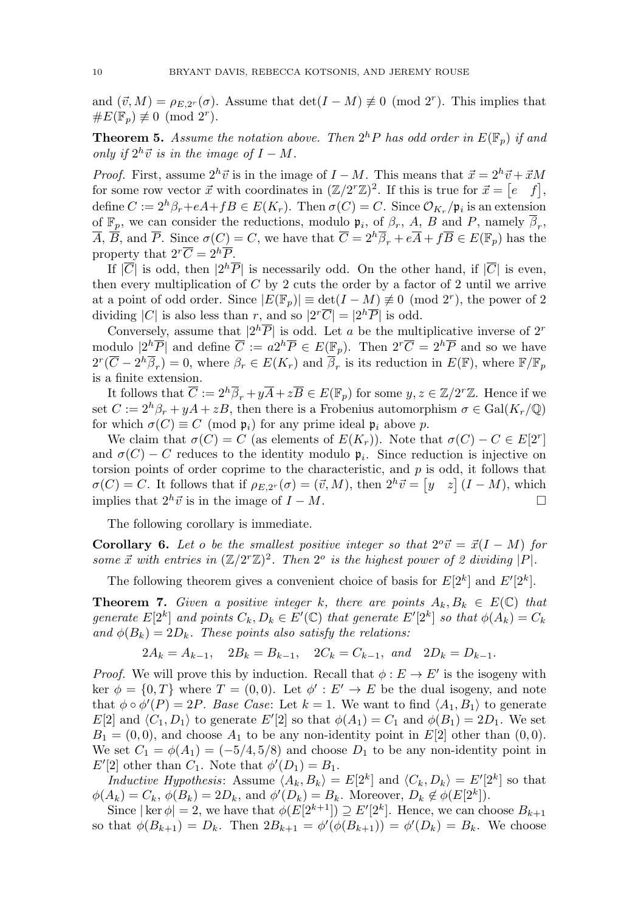and $(\vec{v}, M) = \rho_{E,2^r}(\sigma)$. Assume that $\det(I - M) \not\equiv 0 \pmod{2^r}$. This implies that $\#E(\mathbb{F}_p) \not\equiv 0 \pmod{2^r}$.

**Theorem 5.** *Assume the notation above. Then $2^h P$ has odd order in $E(\mathbb{F}_p)$ if and only if $2^h \vec{v}$ is in the image of $I - M$.*

*Proof.* First, assume $2^h \vec{v}$ is in the image of $I - M$. This means that $\vec{x} = 2^h \vec{v} + \vec{x} M$ for some row vector $\vec{x}$ with coordinates in $(\mathbb{Z}/2^r\mathbb{Z})^2$. If this is true for $\vec{x} = \begin{bmatrix} e & f \end{bmatrix}$, define $C := 2^h \beta_r + eA + fB \in E(K_r)$. Then $\sigma(C) = C$. Since $\mathcal{O}_{K_r}/\mathfrak{p}_i$ is an extension of $\mathbb{F}_p$, we can consider the reductions, modulo $\mathfrak{p}_i$, of $\beta_r$, $A$, $B$ and $P$, namely $\overline{\beta}_r$, $\overline{A}$, $\overline{B}$, and $\overline{P}$. Since $\sigma(C) = C$, we have that $\overline{C} = 2^h \overline{\beta}_r + e\overline{A} + f\overline{B} \in E(\mathbb{F}_p)$ has the property that $2^r \overline{C} = 2^h \overline{P}$.

If $|\overline{C}|$ is odd, then $|2^h \overline{P}|$ is necessarily odd. On the other hand, if $|\overline{C}|$ is even, then every multiplication of $C$ by 2 cuts the order by a factor of 2 until we arrive at a point of odd order. Since $|E(\mathbb{F}_p)| \equiv \det(I - M) \not\equiv 0 \pmod{2^r}$, the power of 2 dividing $|C|$ is also less than $r$, and so $|2^r \overline{C}| = |2^h \overline{P}|$ is odd.

Conversely, assume that $|2^h \overline{P}|$ is odd. Let $a$ be the multiplicative inverse of $2^r$ modulo $|2^h \overline{P}|$ and define $\overline{C} := a 2^h \overline{P} \in E(\mathbb{F}_p)$. Then $2^r \overline{C} = 2^h \overline{P}$ and so we have $2^r(\overline{C} - 2^h \overline{\beta}_r) = 0$, where $\beta_r \in E(K_r)$ and $\overline{\beta}_r$ is its reduction in $E(\mathbb{F})$, where $\mathbb{F}/\mathbb{F}_p$ is a finite extension.

It follows that $\overline{C} := 2^h \overline{\beta}_r + y\overline{A} + z\overline{B} \in E(\mathbb{F}_p)$ for some $y, z \in \mathbb{Z}/2^r\mathbb{Z}$. Hence if we set $C := 2^h \beta_r + yA + zB$, then there is a Frobenius automorphism $\sigma \in \mathrm{Gal}(K_r/\mathbb{Q})$ for which $\sigma(C) \equiv C \pmod{\mathfrak{p}_i}$ for any prime ideal $\mathfrak{p}_i$ above $p$.

We claim that $\sigma(C) = C$ (as elements of $E(K_r)$). Note that $\sigma(C) - C \in E[2^r]$ and $\sigma(C) - C$ reduces to the identity modulo $\mathfrak{p}_i$. Since reduction is injective on torsion points of order coprime to the characteristic, and $p$ is odd, it follows that $\sigma(C) = C$. It follows that if $\rho_{E,2^r}(\sigma) = (\vec{v}, M)$, then $2^h \vec{v} = \begin{bmatrix} y & z \end{bmatrix}(I - M)$, which implies that $2^h \vec{v}$ is in the image of $I - M$. $\square$

The following corollary is immediate.

**Corollary 6.** *Let $o$ be the smallest positive integer so that $2^o \vec{v} = \vec{x}(I - M)$ for some $\vec{x}$ with entries in $(\mathbb{Z}/2^r\mathbb{Z})^2$. Then $2^o$ is the highest power of 2 dividing $|P|$.*

The following theorem gives a convenient choice of basis for $E[2^k]$ and $E'[2^k]$.

**Theorem 7.** *Given a positive integer $k$, there are points $A_k, B_k \in E(\mathbb{C})$ that generate $E[2^k]$ and points $C_k, D_k \in E'(\mathbb{C})$ that generate $E'[2^k]$ so that $\phi(A_k) = C_k$ and $\phi(B_k) = 2D_k$. These points also satisfy the relations:*

$$2A_k = A_{k-1}, \quad 2B_k = B_{k-1}, \quad 2C_k = C_{k-1}, \text{ and } \quad 2D_k = D_{k-1}.$$

*Proof.* We will prove this by induction. Recall that $\phi : E \to E'$ is the isogeny with $\ker \phi = \{0, T\}$ where $T = (0, 0)$. Let $\phi' : E' \to E$ be the dual isogeny, and note that $\phi \circ \phi'(P) = 2P$. *Base Case*: Let $k = 1$. We want to find $\langle A_1, B_1 \rangle$ to generate $E[2]$ and $\langle C_1, D_1 \rangle$ to generate $E'[2]$ so that $\phi(A_1) = C_1$ and $\phi(B_1) = 2D_1$. We set $B_1 = (0, 0)$, and choose $A_1$ to be any non-identity point in $E[2]$ other than $(0, 0)$. We set $C_1 = \phi(A_1) = (-5/4, 5/8)$ and choose $D_1$ to be any non-identity point in $E'[2]$ other than $C_1$. Note that $\phi'(D_1) = B_1$.

*Inductive Hypothesis*: Assume $\langle A_k, B_k \rangle = E[2^k]$ and $\langle C_k, D_k \rangle = E'[2^k]$ so that $\phi(A_k) = C_k$, $\phi(B_k) = 2D_k$, and $\phi'(D_k) = B_k$. Moreover, $D_k \notin \phi(E[2^k])$.

Since $|\ker \phi| = 2$, we have that $\phi(E[2^{k+1}]) \supseteq E'[2^k]$. Hence, we can choose $B_{k+1}$ so that $\phi(B_{k+1}) = D_k$. Then $2B_{k+1} = \phi'(\phi(B_{k+1})) = \phi'(D_k) = B_k$. We choose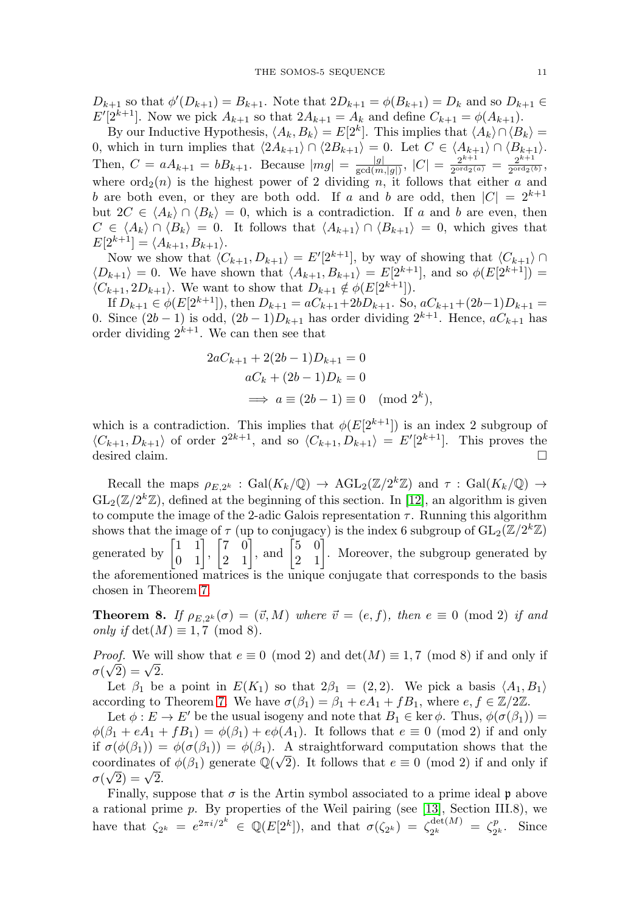$D_{k+1}$ so that $\phi'(D_{k+1}) = B_{k+1}$. Note that $2D_{k+1} = \phi(B_{k+1}) = D_k$ and so $D_{k+1} \in E'[2^{k+1}]$. Now we pick $A_{k+1}$ so that $2A_{k+1} = A_k$ and define $C_{k+1} = \phi(A_{k+1})$.

By our Inductive Hypothesis, $\langle A_k, B_k\rangle = E[2^k]$. This implies that $\langle A_k\rangle \cap \langle B_k\rangle = 0$, which in turn implies that $\langle 2A_{k+1}\rangle \cap \langle 2B_{k+1}\rangle = 0$. Let $C \in \langle A_{k+1}\rangle \cap \langle B_{k+1}\rangle$. Then, $C = aA_{k+1} = bB_{k+1}$. Because $|mg| = \frac{|g|}{\gcd(m,|g|)}$, $|C| = \frac{2^{k+1}}{2^{\mathrm{ord}_2(a)}} = \frac{2^{k+1}}{2^{\mathrm{ord}_2(b)}}$, where $\mathrm{ord}_2(n)$ is the highest power of 2 dividing $n$, it follows that either $a$ and $b$ are both even, or they are both odd. If $a$ and $b$ are odd, then $|C| = 2^{k+1}$ but $2C \in \langle A_k\rangle \cap \langle B_k\rangle = 0$, which is a contradiction. If $a$ and $b$ are even, then $C \in \langle A_k\rangle \cap \langle B_k\rangle = 0$. It follows that $\langle A_{k+1}\rangle \cap \langle B_{k+1}\rangle = 0$, which gives that $E[2^{k+1}] = \langle A_{k+1}, B_{k+1}\rangle$.

Now we show that $\langle C_{k+1}, D_{k+1}\rangle = E'[2^{k+1}]$, by way of showing that $\langle C_{k+1}\rangle \cap \langle D_{k+1}\rangle = 0$. We have shown that $\langle A_{k+1}, B_{k+1}\rangle = E[2^{k+1}]$, and so $\phi(E[2^{k+1}]) = \langle C_{k+1}, 2D_{k+1}\rangle$. We want to show that $D_{k+1} \notin \phi(E[2^{k+1}])$.

If $D_{k+1} \in \phi(E[2^{k+1}])$, then $D_{k+1} = aC_{k+1} + 2bD_{k+1}$. So, $aC_{k+1} + (2b-1)D_{k+1} = 0$. Since $(2b-1)$ is odd, $(2b-1)D_{k+1}$ has order dividing $2^{k+1}$. Hence, $aC_{k+1}$ has order dividing $2^{k+1}$. We can then see that

$$\begin{aligned}
2aC_{k+1} + 2(2b-1)D_{k+1} &= 0\\
aC_k + (2b-1)D_k &= 0\\
\implies a \equiv (2b-1) &\equiv 0 \pmod{2^k},
\end{aligned}$$

which is a contradiction. This implies that $\phi(E[2^{k+1}])$ is an index 2 subgroup of $\langle C_{k+1}, D_{k+1}\rangle$ of order $2^{2k+1}$, and so $\langle C_{k+1}, D_{k+1}\rangle = E'[2^{k+1}]$. This proves the desired claim. $\square$

Recall the maps $\rho_{E,2^k} : \mathrm{Gal}(K_k/\mathbb{Q}) \to \mathrm{AGL}_2(\mathbb{Z}/2^k\mathbb{Z})$ and $\tau : \mathrm{Gal}(K_k/\mathbb{Q}) \to \mathrm{GL}_2(\mathbb{Z}/2^k\mathbb{Z})$, defined at the beginning of this section. In [12], an algorithm is given to compute the image of the 2-adic Galois representation $\tau$. Running this algorithm shows that the image of $\tau$ (up to conjugacy) is the index 6 subgroup of $\mathrm{GL}_2(\mathbb{Z}/2^k\mathbb{Z})$ generated by $\begin{bmatrix}1 & 1\\ 0 & 1\end{bmatrix}$, $\begin{bmatrix}7 & 0\\ 2 & 1\end{bmatrix}$, and $\begin{bmatrix}5 & 0\\ 2 & 1\end{bmatrix}$. Moreover, the subgroup generated by the aforementioned matrices is the unique conjugate that corresponds to the basis chosen in Theorem 7.

**Theorem 8.** *If $\rho_{E,2^k}(\sigma) = (\vec{v}, M)$ where $\vec{v} = (e, f)$, then $e \equiv 0 \pmod 2$ if and only if $\det(M) \equiv 1, 7 \pmod 8$.*

*Proof.* We will show that $e \equiv 0 \pmod 2$ and $\det(M) \equiv 1, 7 \pmod 8$ if and only if $\sigma(\sqrt{2}) = \sqrt{2}$.

Let $\beta_1$ be a point in $E(K_1)$ so that $2\beta_1 = (2, 2)$. We pick a basis $\langle A_1, B_1\rangle$ according to Theorem 7. We have $\sigma(\beta_1) = \beta_1 + eA_1 + fB_1$, where $e, f \in \mathbb{Z}/2\mathbb{Z}$.

Let $\phi : E \to E'$ be the usual isogeny and note that $B_1 \in \ker\phi$. Thus, $\phi(\sigma(\beta_1)) = \phi(\beta_1 + eA_1 + fB_1) = \phi(\beta_1) + e\phi(A_1)$. It follows that $e \equiv 0 \pmod 2$ if and only if $\sigma(\phi(\beta_1)) = \phi(\sigma(\beta_1)) = \phi(\beta_1)$. A straightforward computation shows that the coordinates of $\phi(\beta_1)$ generate $\mathbb{Q}(\sqrt{2})$. It follows that $e \equiv 0 \pmod 2$ if and only if $\sigma(\sqrt{2}) = \sqrt{2}$.

Finally, suppose that $\sigma$ is the Artin symbol associated to a prime ideal $\mathfrak{p}$ above a rational prime $p$. By properties of the Weil pairing (see [13], Section III.8), we have that $\zeta_{2^k} = e^{2\pi i/2^k} \in \mathbb{Q}(E[2^k])$, and that $\sigma(\zeta_{2^k}) = \zeta_{2^k}^{\det(M)} = \zeta_{2^k}^p$. Since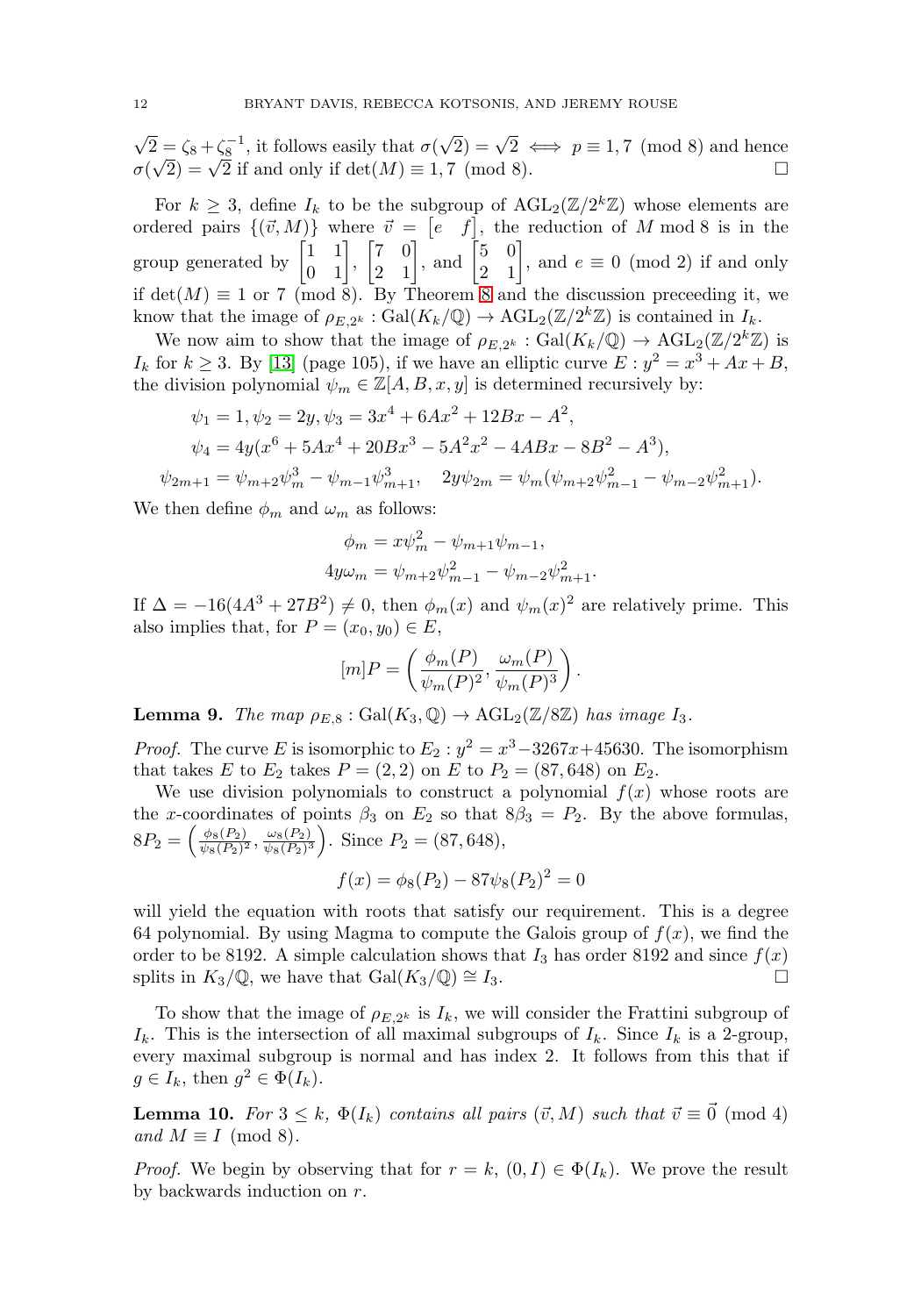$\sqrt{2} = \zeta_8 + \zeta_8^{-1}$, it follows easily that $\sigma(\sqrt{2}) = \sqrt{2} \iff p \equiv 1, 7 \pmod 8$ and hence $\sigma(\sqrt{2}) = \sqrt{2}$ if and only if $\det(M) \equiv 1, 7 \pmod 8$. $\square$

For $k \geq 3$, define $I_k$ to be the subgroup of $\mathrm{AGL}_2(\mathbb{Z}/2^k\mathbb{Z})$ whose elements are ordered pairs $\{(\vec{v}, M)\}$ where $\vec{v} = \begin{bmatrix} e & f \end{bmatrix}$, the reduction of $M$ mod 8 is in the group generated by $\begin{bmatrix} 1 & 1 \\ 0 & 1 \end{bmatrix}$, $\begin{bmatrix} 7 & 0 \\ 2 & 1 \end{bmatrix}$, and $\begin{bmatrix} 5 & 0 \\ 2 & 1 \end{bmatrix}$, and $e \equiv 0 \pmod 2$ if and only if $\det(M) \equiv 1$ or $7 \pmod 8$. By Theorem 8 and the discussion preceeding it, we know that the image of $\rho_{E,2^k} : \mathrm{Gal}(K_k/\mathbb{Q}) \to \mathrm{AGL}_2(\mathbb{Z}/2^k\mathbb{Z})$ is contained in $I_k$.

We now aim to show that the image of $\rho_{E,2^k} : \mathrm{Gal}(K_k/\mathbb{Q}) \to \mathrm{AGL}_2(\mathbb{Z}/2^k\mathbb{Z})$ is $I_k$ for $k \geq 3$. By [13] (page 105), if we have an elliptic curve $E : y^2 = x^3 + Ax + B$, the division polynomial $\psi_m \in \mathbb{Z}[A, B, x, y]$ is determined recursively by:

$$\psi_1 = 1, \psi_2 = 2y, \psi_3 = 3x^4 + 6Ax^2 + 12Bx - A^2,$$
$$\psi_4 = 4y(x^6 + 5Ax^4 + 20Bx^3 - 5A^2x^2 - 4ABx - 8B^2 - A^3),$$
$$\psi_{2m+1} = \psi_{m+2}\psi_m^3 - \psi_{m-1}\psi_{m+1}^3, \quad 2y\psi_{2m} = \psi_m(\psi_{m+2}\psi_{m-1}^2 - \psi_{m-2}\psi_{m+1}^2).$$

We then define $\phi_m$ and $\omega_m$ as follows:

$$\phi_m = x\psi_m^2 - \psi_{m+1}\psi_{m-1},$$
$$4y\omega_m = \psi_{m+2}\psi_{m-1}^2 - \psi_{m-2}\psi_{m+1}^2.$$

If $\Delta = -16(4A^3 + 27B^2) \neq 0$, then $\phi_m(x)$ and $\psi_m(x)^2$ are relatively prime. This also implies that, for $P = (x_0, y_0) \in E$,

$$[m]P = \left( \frac{\phi_m(P)}{\psi_m(P)^2}, \frac{\omega_m(P)}{\psi_m(P)^3} \right).$$

**Lemma 9.** *The map $\rho_{E,8} : \mathrm{Gal}(K_3, \mathbb{Q}) \to \mathrm{AGL}_2(\mathbb{Z}/8\mathbb{Z})$ has image $I_3$.*

*Proof.* The curve $E$ is isomorphic to $E_2 : y^2 = x^3 - 3267x + 45630$. The isomorphism that takes $E$ to $E_2$ takes $P = (2, 2)$ on $E$ to $P_2 = (87, 648)$ on $E_2$.

We use division polynomials to construct a polynomial $f(x)$ whose roots are the $x$-coordinates of points $\beta_3$ on $E_2$ so that $8\beta_3 = P_2$. By the above formulas, $8P_2 = \left( \frac{\phi_8(P_2)}{\psi_8(P_2)^2}, \frac{\omega_8(P_2)}{\psi_8(P_2)^3} \right)$. Since $P_2 = (87, 648)$,

$$f(x) = \phi_8(P_2) - 87\psi_8(P_2)^2 = 0$$

will yield the equation with roots that satisfy our requirement. This is a degree 64 polynomial. By using Magma to compute the Galois group of $f(x)$, we find the order to be 8192. A simple calculation shows that $I_3$ has order 8192 and since $f(x)$ splits in $K_3/\mathbb{Q}$, we have that $\mathrm{Gal}(K_3/\mathbb{Q}) \cong I_3$. $\square$

To show that the image of $\rho_{E,2^k}$ is $I_k$, we will consider the Frattini subgroup of $I_k$. This is the intersection of all maximal subgroups of $I_k$. Since $I_k$ is a 2-group, every maximal subgroup is normal and has index 2. It follows from this that if $g \in I_k$, then $g^2 \in \Phi(I_k)$.

**Lemma 10.** *For $3 \leq k$, $\Phi(I_k)$ contains all pairs $(\vec{v}, M)$ such that $\vec{v} \equiv \vec{0} \pmod 4$ and $M \equiv I \pmod 8$.*

*Proof.* We begin by observing that for $r = k$, $(0, I) \in \Phi(I_k)$. We prove the result by backwards induction on $r$.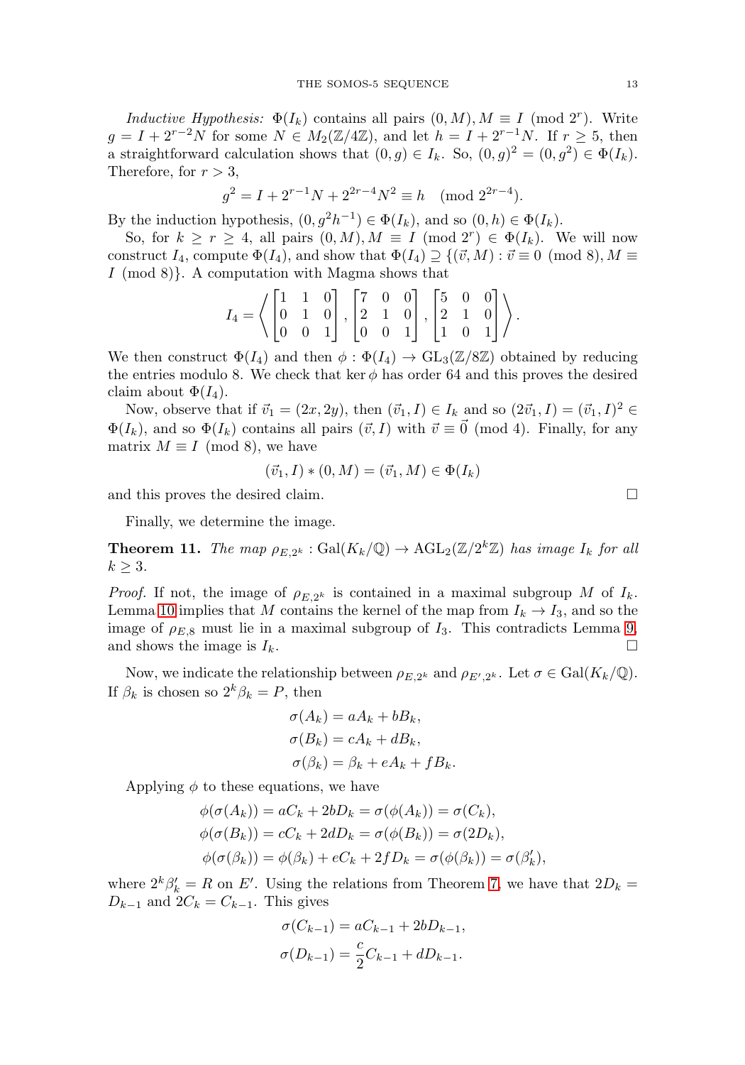*Inductive Hypothesis:* $\Phi(I_k)$ contains all pairs $(0, M), M \equiv I \pmod{2^r}$. Write $g = I + 2^{r-2}N$ for some $N \in M_2(\mathbb{Z}/4\mathbb{Z})$, and let $h = I + 2^{r-1}N$. If $r \geq 5$, then a straightforward calculation shows that $(0, g) \in I_k$. So, $(0, g)^2 = (0, g^2) \in \Phi(I_k)$. Therefore, for $r > 3$,

$$g^2 = I + 2^{r-1}N + 2^{2r-4}N^2 \equiv h \pmod{2^{2r-4}}.$$

By the induction hypothesis, $(0, g^2h^{-1}) \in \Phi(I_k)$, and so $(0, h) \in \Phi(I_k)$.

So, for $k \geq r \geq 4$, all pairs $(0, M), M \equiv I \pmod{2^r} \in \Phi(I_k)$. We will now construct $I_4$, compute $\Phi(I_4)$, and show that $\Phi(I_4) \supseteq \{(\vec{v}, M) : \vec{v} \equiv 0 \pmod 8, M \equiv I \pmod 8\}$. A computation with Magma shows that

$$I_4 = \left\langle \begin{bmatrix} 1 & 1 & 0 \\ 0 & 1 & 0 \\ 0 & 0 & 1 \end{bmatrix}, \begin{bmatrix} 7 & 0 & 0 \\ 2 & 1 & 0 \\ 0 & 0 & 1 \end{bmatrix}, \begin{bmatrix} 5 & 0 & 0 \\ 2 & 1 & 0 \\ 1 & 0 & 1 \end{bmatrix} \right\rangle.$$

We then construct $\Phi(I_4)$ and then $\phi : \Phi(I_4) \to \mathrm{GL}_3(\mathbb{Z}/8\mathbb{Z})$ obtained by reducing the entries modulo 8. We check that $\ker \phi$ has order 64 and this proves the desired claim about $\Phi(I_4)$.

Now, observe that if $\vec{v}_1 = (2x, 2y)$, then $(\vec{v}_1, I) \in I_k$ and so $(2\vec{v}_1, I) = (\vec{v}_1, I)^2 \in \Phi(I_k)$, and so $\Phi(I_k)$ contains all pairs $(\vec{v}, I)$ with $\vec{v} \equiv \vec{0} \pmod 4$. Finally, for any matrix $M \equiv I \pmod 8$, we have

$$(\vec{v}_1, I) * (0, M) = (\vec{v}_1, M) \in \Phi(I_k)$$

and this proves the desired claim. $\square$

Finally, we determine the image.

**Theorem 11.** *The map $\rho_{E,2^k} : \mathrm{Gal}(K_k/\mathbb{Q}) \to \mathrm{AGL}_2(\mathbb{Z}/2^k\mathbb{Z})$ has image $I_k$ for all $k \geq 3$.*

*Proof.* If not, the image of $\rho_{E,2^k}$ is contained in a maximal subgroup $M$ of $I_k$. Lemma 10 implies that $M$ contains the kernel of the map from $I_k \to I_3$, and so the image of $\rho_{E,8}$ must lie in a maximal subgroup of $I_3$. This contradicts Lemma 9, and shows the image is $I_k$. $\square$

Now, we indicate the relationship between $\rho_{E,2^k}$ and $\rho_{E',2^k}$. Let $\sigma \in \mathrm{Gal}(K_k/\mathbb{Q})$. If $\beta_k$ is chosen so $2^k\beta_k = P$, then

$$\begin{aligned}
\sigma(A_k) &= aA_k + bB_k, \\
\sigma(B_k) &= cA_k + dB_k, \\
\sigma(\beta_k) &= \beta_k + eA_k + fB_k.
\end{aligned}$$

Applying $\phi$ to these equations, we have

$$\begin{aligned}
\phi(\sigma(A_k)) &= aC_k + 2bD_k = \sigma(\phi(A_k)) = \sigma(C_k), \\
\phi(\sigma(B_k)) &= cC_k + 2dD_k = \sigma(\phi(B_k)) = \sigma(2D_k), \\
\phi(\sigma(\beta_k)) &= \phi(\beta_k) + eC_k + 2fD_k = \sigma(\phi(\beta_k)) = \sigma(\beta_k'),
\end{aligned}$$

where $2^k\beta_k' = R$ on $E'$. Using the relations from Theorem 7, we have that $2D_k = D_{k-1}$ and $2C_k = C_{k-1}$. This gives

$$\begin{aligned}
\sigma(C_{k-1}) &= aC_{k-1} + 2bD_{k-1}, \\
\sigma(D_{k-1}) &= \frac{c}{2}C_{k-1} + dD_{k-1}.
\end{aligned}$$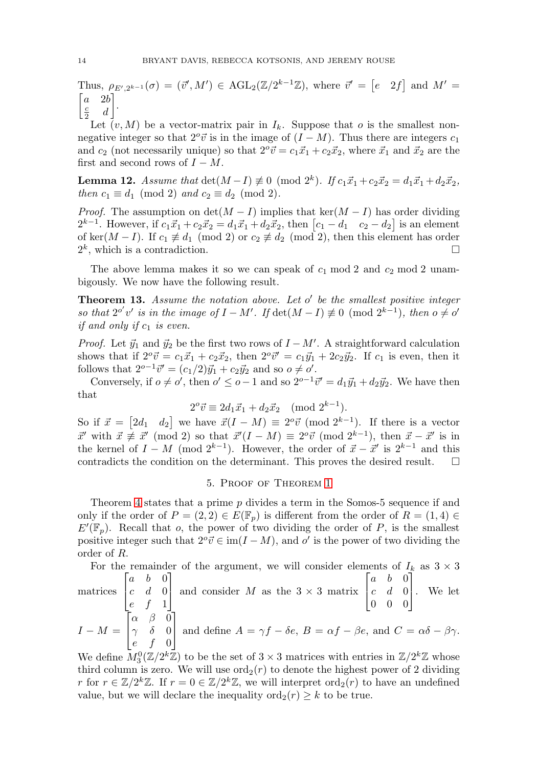Thus, $\rho_{E',2^{k-1}}(\sigma) = (\vec{v}', M') \in \mathrm{AGL}_2(\mathbb{Z}/2^{k-1}\mathbb{Z})$, where $\vec{v}' = \begin{bmatrix} e & 2f \end{bmatrix}$ and $M' = \begin{bmatrix} a & 2b \\ \frac{c}{2} & d \end{bmatrix}$.

Let $(v, M)$ be a vector-matrix pair in $I_k$. Suppose that $o$ is the smallest non-negative integer so that $2^o \vec{v}$ is in the image of $(I - M)$. Thus there are integers $c_1$ and $c_2$ (not necessarily unique) so that $2^o \vec{v} = c_1 \vec{x}_1 + c_2 \vec{x}_2$, where $\vec{x}_1$ and $\vec{x}_2$ are the first and second rows of $I - M$.

**Lemma 12.** *Assume that $\det(M - I) \not\equiv 0 \pmod{2^k}$. If $c_1 \vec{x}_1 + c_2 \vec{x}_2 = d_1 \vec{x}_1 + d_2 \vec{x}_2$, then $c_1 \equiv d_1 \pmod 2$ and $c_2 \equiv d_2 \pmod 2$.*

*Proof.* The assumption on $\det(M - I)$ implies that $\ker(M - I)$ has order dividing $2^{k-1}$. However, if $c_1 \vec{x}_1 + c_2 \vec{x}_2 = d_1 \vec{x}_1 + d_2 \vec{x}_2$, then $\begin{bmatrix} c_1 - d_1 & c_2 - d_2 \end{bmatrix}$ is an element of $\ker(M - I)$. If $c_1 \not\equiv d_1 \pmod 2$ or $c_2 \not\equiv d_2 \pmod 2$, then this element has order $2^k$, which is a contradiction. $\square$

The above lemma makes it so we can speak of $c_1 \bmod 2$ and $c_2 \bmod 2$ unambigously. We now have the following result.

**Theorem 13.** *Assume the notation above. Let $o'$ be the smallest positive integer so that $2^{o'} v'$ is in the image of $I - M'$. If $\det(M - I) \not\equiv 0 \pmod{2^{k-1}}$, then $o \neq o'$ if and only if $c_1$ is even.*

*Proof.* Let $\vec{y}_1$ and $\vec{y}_2$ be the first two rows of $I - M'$. A straightforward calculation shows that if $2^o \vec{v} = c_1 \vec{x}_1 + c_2 \vec{x}_2$, then $2^o \vec{v}' = c_1 \vec{y}_1 + 2c_2 \vec{y}_2$. If $c_1$ is even, then it follows that $2^{o-1} \vec{v}' = (c_1/2) \vec{y}_1 + c_2 \vec{y}_2$ and so $o \neq o'$.

Conversely, if $o \neq o'$, then $o' \leq o - 1$ and so $2^{o-1} \vec{v}' = d_1 \vec{y}_1 + d_2 \vec{y}_2$. We have then that

$$2^o \vec{v} \equiv 2d_1 \vec{x}_1 + d_2 \vec{x}_2 \pmod{2^{k-1}}.$$

So if $\vec{x} = \begin{bmatrix} 2d_1 & d_2 \end{bmatrix}$ we have $\vec{x}(I - M) \equiv 2^o \vec{v} \pmod{2^{k-1}}$. If there is a vector $\vec{x}'$ with $\vec{x} \not\equiv \vec{x}' \pmod 2$ so that $\vec{x}'(I - M) \equiv 2^o \vec{v} \pmod{2^{k-1}}$, then $\vec{x} - \vec{x}'$ is in the kernel of $I - M \pmod{2^{k-1}}$. However, the order of $\vec{x} - \vec{x}'$ is $2^{k-1}$ and this contradicts the condition on the determinant. This proves the desired result. $\square$

## 5. Proof of Theorem 1

Theorem 4 states that a prime $p$ divides a term in the Somos-5 sequence if and only if the order of $P = (2, 2) \in E(\mathbb{F}_p)$ is different from the order of $R = (1, 4) \in E'(\mathbb{F}_p)$. Recall that $o$, the power of two dividing the order of $P$, is the smallest positive integer such that $2^o \vec{v} \in \mathrm{im}(I - M)$, and $o'$ is the power of two dividing the order of $R$.

For the remainder of the argument, we will consider elements of $I_k$ as $3 \times 3$ matrices $\begin{bmatrix} a & b & 0 \\ c & d & 0 \\ e & f & 1 \end{bmatrix}$ and consider $M$ as the $3 \times 3$ matrix $\begin{bmatrix} a & b & 0 \\ c & d & 0 \\ 0 & 0 & 0 \end{bmatrix}$. We let $I - M = \begin{bmatrix} \alpha & \beta & 0 \\ \gamma & \delta & 0 \\ e & f & 0 \end{bmatrix}$ and define $A = \gamma f - \delta e$, $B = \alpha f - \beta e$, and $C = \alpha\delta - \beta\gamma$. We define $M_3^0(\mathbb{Z}/2^k\mathbb{Z})$ to be the set of $3 \times 3$ matrices with entries in $\mathbb{Z}/2^k\mathbb{Z}$ whose third column is zero. We will use $\mathrm{ord}_2(r)$ to denote the highest power of 2 dividing $r$ for $r \in \mathbb{Z}/2^k\mathbb{Z}$. If $r = 0 \in \mathbb{Z}/2^k\mathbb{Z}$, we will interpret $\mathrm{ord}_2(r)$ to have an undefined value, but we will declare the inequality $\mathrm{ord}_2(r) \geq k$ to be true.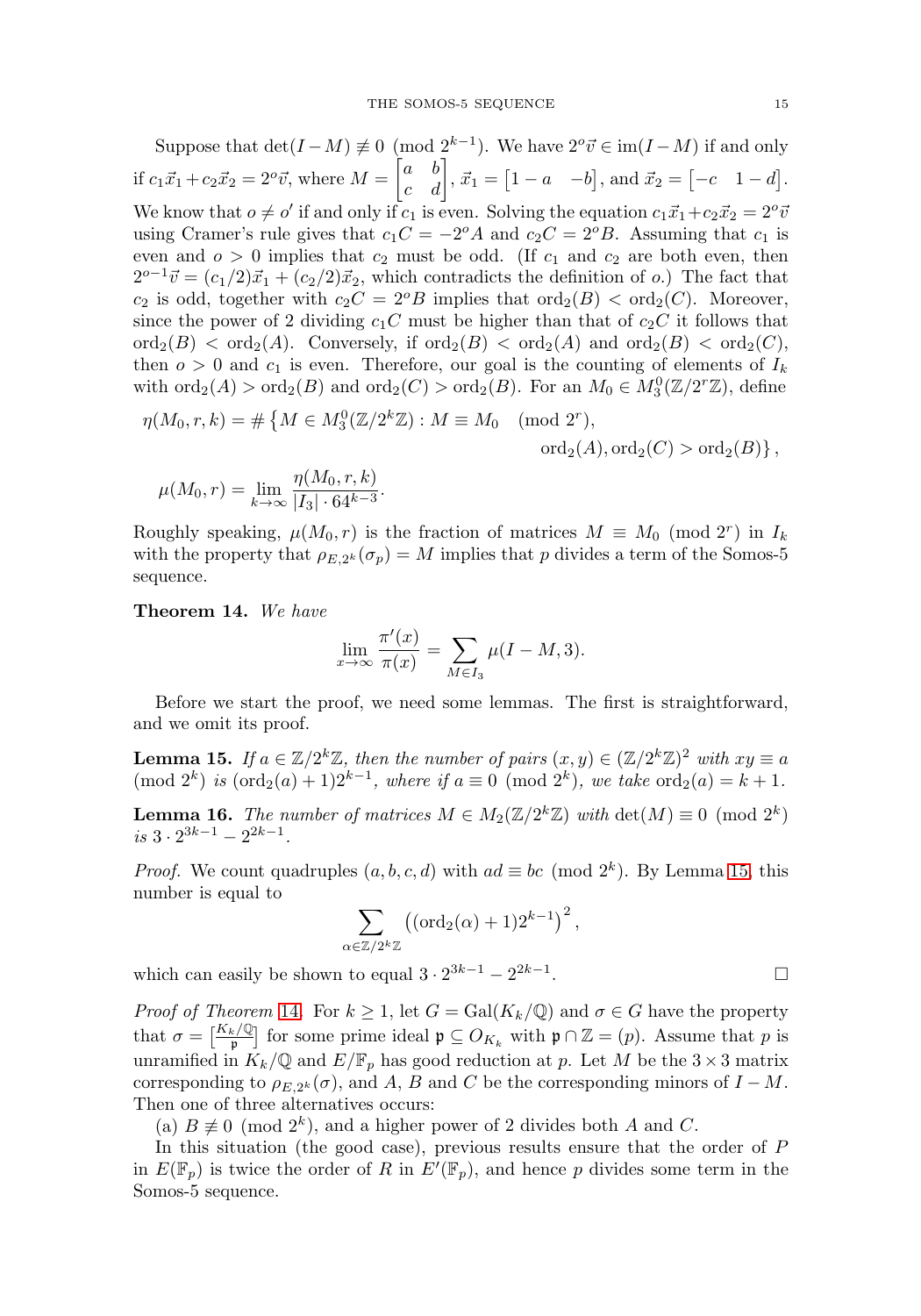Suppose that $\det(I-M) \not\equiv 0 \pmod{2^{k-1}}$. We have $2^o\vec{v} \in \operatorname{im}(I-M)$ if and only if $c_1\vec{x}_1 + c_2\vec{x}_2 = 2^o\vec{v}$, where $M = \begin{bmatrix} a & b \\ c & d \end{bmatrix}$, $\vec{x}_1 = \begin{bmatrix} 1-a & -b \end{bmatrix}$, and $\vec{x}_2 = \begin{bmatrix} -c & 1-d \end{bmatrix}$. We know that $o \neq o'$ if and only if $c_1$ is even. Solving the equation $c_1\vec{x}_1 + c_2\vec{x}_2 = 2^o\vec{v}$ using Cramer's rule gives that $c_1 C = -2^o A$ and $c_2 C = 2^o B$. Assuming that $c_1$ is even and $o > 0$ implies that $c_2$ must be odd. (If $c_1$ and $c_2$ are both even, then $2^{o-1}\vec{v} = (c_1/2)\vec{x}_1 + (c_2/2)\vec{x}_2$, which contradicts the definition of $o$.) The fact that $c_2$ is odd, together with $c_2 C = 2^o B$ implies that $\operatorname{ord}_2(B) < \operatorname{ord}_2(C)$. Moreover, since the power of 2 dividing $c_1 C$ must be higher than that of $c_2 C$ it follows that $\operatorname{ord}_2(B) < \operatorname{ord}_2(A)$. Conversely, if $\operatorname{ord}_2(B) < \operatorname{ord}_2(A)$ and $\operatorname{ord}_2(B) < \operatorname{ord}_2(C)$, then $o > 0$ and $c_1$ is even. Therefore, our goal is the counting of elements of $I_k$ with $\operatorname{ord}_2(A) > \operatorname{ord}_2(B)$ and $\operatorname{ord}_2(C) > \operatorname{ord}_2(B)$. For an $M_0 \in M_3^0(\mathbb{Z}/2^r\mathbb{Z})$, define

$$\eta(M_0, r, k) = \#\left\{M \in M_3^0(\mathbb{Z}/2^k\mathbb{Z}) : M \equiv M_0 \pmod{2^r},\ \operatorname{ord}_2(A), \operatorname{ord}_2(C) > \operatorname{ord}_2(B)\right\},$$

$$\mu(M_0, r) = \lim_{k\to\infty} \frac{\eta(M_0, r, k)}{|I_3| \cdot 64^{k-3}}.$$

Roughly speaking, $\mu(M_0, r)$ is the fraction of matrices $M \equiv M_0 \pmod{2^r}$ in $I_k$ with the property that $\rho_{E,2^k}(\sigma_p) = M$ implies that $p$ divides a term of the Somos-5 sequence.

**Theorem 14.** *We have*

$$\lim_{x\to\infty} \frac{\pi'(x)}{\pi(x)} = \sum_{M \in I_3} \mu(I - M, 3).$$

Before we start the proof, we need some lemmas. The first is straightforward, and we omit its proof.

**Lemma 15.** *If $a \in \mathbb{Z}/2^k\mathbb{Z}$, then the number of pairs $(x, y) \in (\mathbb{Z}/2^k\mathbb{Z})^2$ with $xy \equiv a \pmod{2^k}$ is $(\operatorname{ord}_2(a) + 1)2^{k-1}$, where if $a \equiv 0 \pmod{2^k}$, we take $\operatorname{ord}_2(a) = k + 1$.*

**Lemma 16.** *The number of matrices $M \in M_2(\mathbb{Z}/2^k\mathbb{Z})$ with $\det(M) \equiv 0 \pmod{2^k}$ is $3 \cdot 2^{3k-1} - 2^{2k-1}$.*

*Proof.* We count quadruples $(a, b, c, d)$ with $ad \equiv bc \pmod{2^k}$. By Lemma 15, this number is equal to

$$\sum_{\alpha \in \mathbb{Z}/2^k\mathbb{Z}} \left((\operatorname{ord}_2(\alpha) + 1)2^{k-1}\right)^2,$$

which can easily be shown to equal $3 \cdot 2^{3k-1} - 2^{2k-1}$. □

*Proof of Theorem 14.* For $k \geq 1$, let $G = \operatorname{Gal}(K_k/\mathbb{Q})$ and $\sigma \in G$ have the property that $\sigma = \left[\frac{K_k/\mathbb{Q}}{\mathfrak{p}}\right]$ for some prime ideal $\mathfrak{p} \subseteq O_{K_k}$ with $\mathfrak{p} \cap \mathbb{Z} = (p)$. Assume that $p$ is unramified in $K_k/\mathbb{Q}$ and $E/\mathbb{F}_p$ has good reduction at $p$. Let $M$ be the $3 \times 3$ matrix corresponding to $\rho_{E,2^k}(\sigma)$, and $A$, $B$ and $C$ be the corresponding minors of $I - M$. Then one of three alternatives occurs:

(a) $B \not\equiv 0 \pmod{2^k}$, and a higher power of 2 divides both $A$ and $C$.

In this situation (the good case), previous results ensure that the order of $P$ in $E(\mathbb{F}_p)$ is twice the order of $R$ in $E'(\mathbb{F}_p)$, and hence $p$ divides some term in the Somos-5 sequence.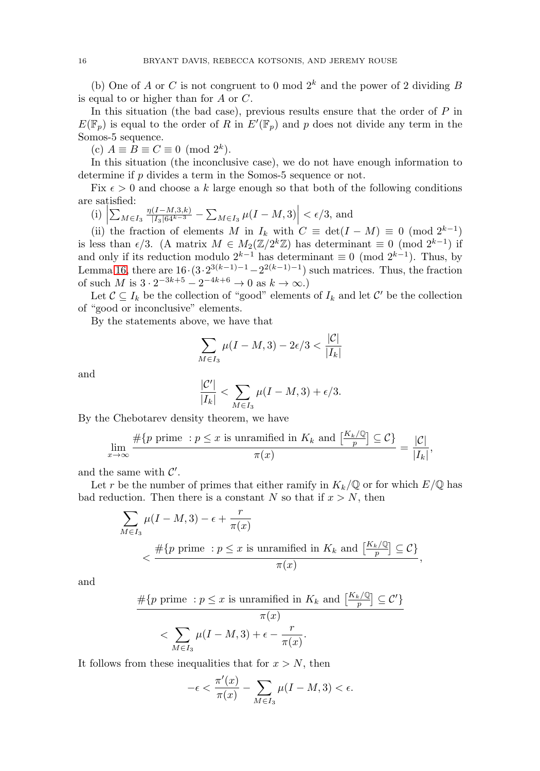(b) One of $A$ or $C$ is not congruent to 0 mod $2^k$ and the power of 2 dividing $B$ is equal to or higher than for $A$ or $C$.

In this situation (the bad case), previous results ensure that the order of $P$ in $E(\mathbb{F}_p)$ is equal to the order of $R$ in $E'(\mathbb{F}_p)$ and $p$ does not divide any term in the Somos-5 sequence.

(c) $A \equiv B \equiv C \equiv 0 \pmod{2^k}$.

In this situation (the inconclusive case), we do not have enough information to determine if $p$ divides a term in the Somos-5 sequence or not.

Fix $\epsilon > 0$ and choose a $k$ large enough so that both of the following conditions are satisfied:

(i) $\left| \sum_{M \in I_3} \frac{\eta(I-M,3,k)}{|I_3| 64^{k-3}} - \sum_{M \in I_3} \mu(I-M,3) \right| < \epsilon/3$, and

(ii) the fraction of elements $M$ in $I_k$ with $C \equiv \det(I-M) \equiv 0 \pmod{2^{k-1}}$ is less than $\epsilon/3$. (A matrix $M \in M_2(\mathbb{Z}/2^k\mathbb{Z})$ has determinant $\equiv 0 \pmod{2^{k-1}}$ if and only if its reduction modulo $2^{k-1}$ has determinant $\equiv 0 \pmod{2^{k-1}}$. Thus, by Lemma 16, there are $16 \cdot (3 \cdot 2^{3(k-1)-1} - 2^{2(k-1)-1})$ such matrices. Thus, the fraction of such $M$ is $3 \cdot 2^{-3k+5} - 2^{-4k+6} \to 0$ as $k \to \infty$.)

Let $\mathcal{C} \subseteq I_k$ be the collection of "good" elements of $I_k$ and let $\mathcal{C}'$ be the collection of "good or inconclusive" elements.

By the statements above, we have that

$$\sum_{M \in I_3} \mu(I-M,3) - 2\epsilon/3 < \frac{|\mathcal{C}|}{|I_k|}$$

and

$$\frac{|\mathcal{C}'|}{|I_k|} < \sum_{M \in I_3} \mu(I-M,3) + \epsilon/3.$$

By the Chebotarev density theorem, we have

$$\lim_{x \to \infty} \frac{\#\{p \text{ prime } : p \leq x \text{ is unramified in } K_k \text{ and } \left[\frac{K_k/\mathbb{Q}}{p}\right] \subseteq \mathcal{C}\}}{\pi(x)} = \frac{|\mathcal{C}|}{|I_k|},$$

and the same with $\mathcal{C}'$.

Let $r$ be the number of primes that either ramify in $K_k/\mathbb{Q}$ or for which $E/\mathbb{Q}$ has bad reduction. Then there is a constant $N$ so that if $x > N$, then

$$\sum_{M \in I_3} \mu(I-M,3) - \epsilon + \frac{r}{\pi(x)} < \frac{\#\{p \text{ prime } : p \leq x \text{ is unramified in } K_k \text{ and } \left[\frac{K_k/\mathbb{Q}}{p}\right] \subseteq \mathcal{C}\}}{\pi(x)},$$

and

$$\frac{\#\{p \text{ prime } : p \leq x \text{ is unramified in } K_k \text{ and } \left[\frac{K_k/\mathbb{Q}}{p}\right] \subseteq \mathcal{C}'\}}{\pi(x)} < \sum_{M \in I_3} \mu(I-M,3) + \epsilon - \frac{r}{\pi(x)}.$$

It follows from these inequalities that for $x > N$, then

$$-\epsilon < \frac{\pi'(x)}{\pi(x)} - \sum_{M \in I_3} \mu(I-M,3) < \epsilon.$$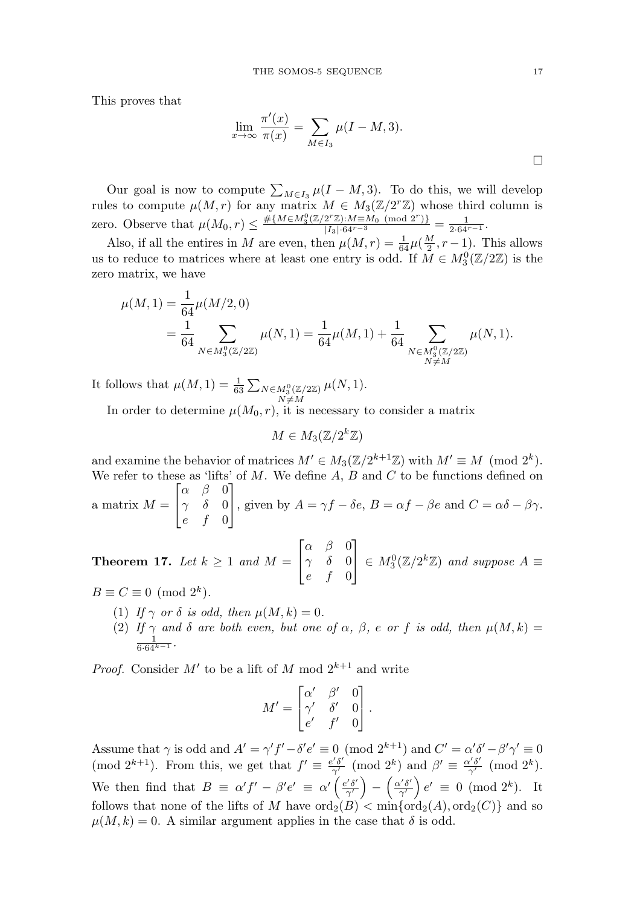This proves that

$$\lim_{x\to\infty} \frac{\pi'(x)}{\pi(x)} = \sum_{M\in I_3} \mu(I-M,3).$$

□

Our goal is now to compute $\sum_{M\in I_3} \mu(I-M,3)$. To do this, we will develop rules to compute $\mu(M,r)$ for any matrix $M \in M_3(\mathbb{Z}/2^r\mathbb{Z})$ whose third column is zero. Observe that $\mu(M_0,r) \leq \frac{\#\{M\in M_3^0(\mathbb{Z}/2^r\mathbb{Z}) : M\equiv M_0 \pmod{2^r}\}}{|I_3|\cdot 64^{r-3}} = \frac{1}{2\cdot 64^{r-1}}$.

Also, if all the entires in $M$ are even, then $\mu(M,r) = \frac{1}{64}\mu(\frac{M}{2}, r-1)$. This allows us to reduce to matrices where at least one entry is odd. If $M \in M_3^0(\mathbb{Z}/2\mathbb{Z})$ is the zero matrix, we have

$$\begin{aligned}
\mu(M,1) &= \frac{1}{64}\mu(M/2,0) \\
&= \frac{1}{64}\sum_{N\in M_3^0(\mathbb{Z}/2\mathbb{Z})} \mu(N,1) = \frac{1}{64}\mu(M,1) + \frac{1}{64}\sum_{\substack{N\in M_3^0(\mathbb{Z}/2\mathbb{Z})\\ N\neq M}} \mu(N,1).
\end{aligned}$$

It follows that $\mu(M,1) = \frac{1}{63}\sum_{\substack{N\in M_3^0(\mathbb{Z}/2\mathbb{Z})\\ N\neq M}} \mu(N,1)$.

In order to determine $\mu(M_0,r)$, it is necessary to consider a matrix

$$M \in M_3(\mathbb{Z}/2^k\mathbb{Z})$$

and examine the behavior of matrices $M' \in M_3(\mathbb{Z}/2^{k+1}\mathbb{Z})$ with $M' \equiv M \pmod{2^k}$. We refer to these as 'lifts' of $M$. We define $A$, $B$ and $C$ to be functions defined on a matrix $M = \begin{bmatrix} \alpha & \beta & 0 \\ \gamma & \delta & 0 \\ e & f & 0 \end{bmatrix}$, given by $A = \gamma f - \delta e$, $B = \alpha f - \beta e$ and $C = \alpha\delta - \beta\gamma$.

**Theorem 17.** *Let $k \geq 1$ and $M = \begin{bmatrix} \alpha & \beta & 0 \\ \gamma & \delta & 0 \\ e & f & 0 \end{bmatrix} \in M_3^0(\mathbb{Z}/2^k\mathbb{Z})$ and suppose $A \equiv B \equiv C \equiv 0 \pmod{2^k}$.*

(1) *If $\gamma$ or $\delta$ is odd, then $\mu(M,k) = 0$.*
(2) *If $\gamma$ and $\delta$ are both even, but one of $\alpha$, $\beta$, $e$ or $f$ is odd, then $\mu(M,k) = \frac{1}{6\cdot 64^{k-1}}$.*

*Proof.* Consider $M'$ to be a lift of $M$ mod $2^{k+1}$ and write

$$M' = \begin{bmatrix} \alpha' & \beta' & 0 \\ \gamma' & \delta' & 0 \\ e' & f' & 0 \end{bmatrix}.$$

Assume that $\gamma$ is odd and $A' = \gamma' f' - \delta' e' \equiv 0 \pmod{2^{k+1}}$ and $C' = \alpha'\delta' - \beta'\gamma' \equiv 0 \pmod{2^{k+1}}$. From this, we get that $f' \equiv \frac{e'\delta'}{\gamma'} \pmod{2^k}$ and $\beta' \equiv \frac{\alpha'\delta'}{\gamma'} \pmod{2^k}$. We then find that $B \equiv \alpha' f' - \beta' e' \equiv \alpha'\left(\frac{e'\delta'}{\gamma'}\right) - \left(\frac{\alpha'\delta'}{\gamma'}\right)e' \equiv 0 \pmod{2^k}$. It follows that none of the lifts of $M$ have $\operatorname{ord}_2(B) < \min\{\operatorname{ord}_2(A), \operatorname{ord}_2(C)\}$ and so $\mu(M,k) = 0$. A similar argument applies in the case that $\delta$ is odd.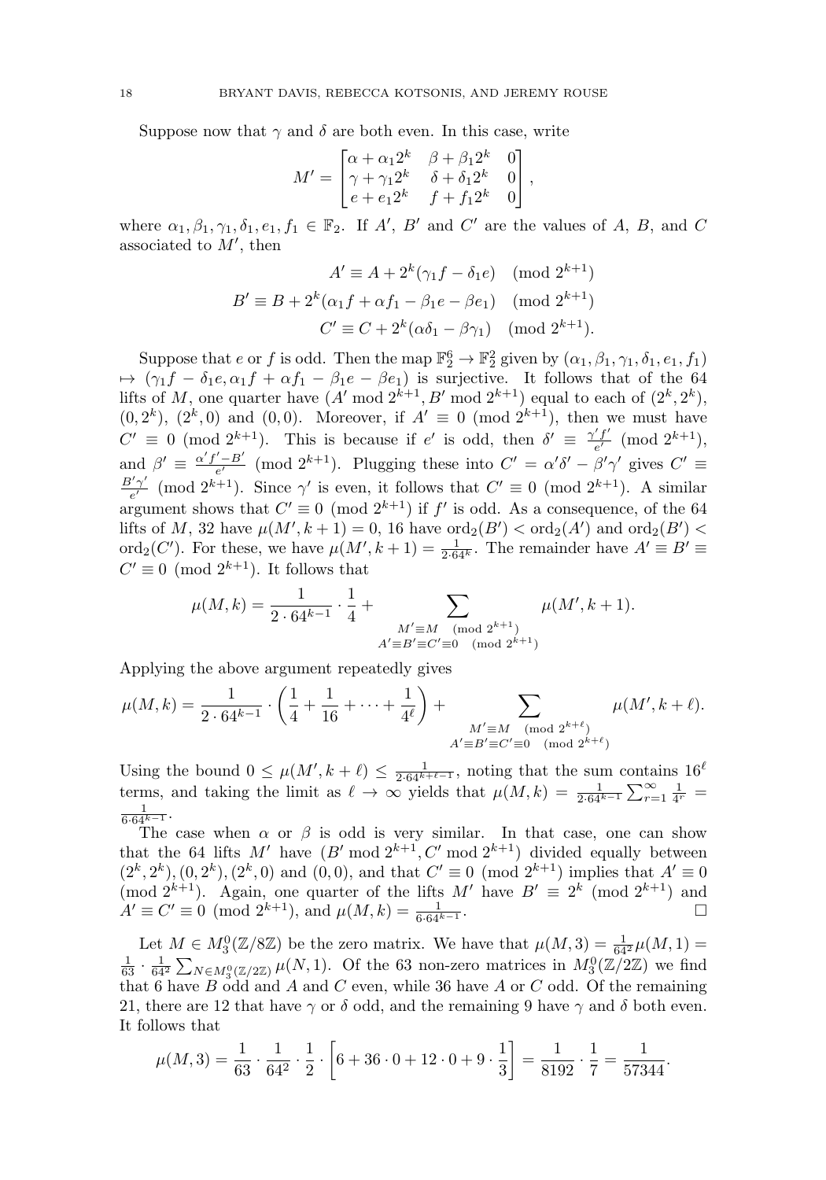Suppose now that $\gamma$ and $\delta$ are both even. In this case, write

$$M' = \begin{bmatrix} \alpha + \alpha_1 2^k & \beta + \beta_1 2^k & 0 \\ \gamma + \gamma_1 2^k & \delta + \delta_1 2^k & 0 \\ e + e_1 2^k & f + f_1 2^k & 0 \end{bmatrix},$$

where $\alpha_1, \beta_1, \gamma_1, \delta_1, e_1, f_1 \in \mathbb{F}_2$. If $A'$, $B'$ and $C'$ are the values of $A$, $B$, and $C$ associated to $M'$, then

$$A' \equiv A + 2^k(\gamma_1 f - \delta_1 e) \pmod{2^{k+1}}$$
$$B' \equiv B + 2^k(\alpha_1 f + \alpha f_1 - \beta_1 e - \beta e_1) \pmod{2^{k+1}}$$
$$C' \equiv C + 2^k(\alpha\delta_1 - \beta\gamma_1) \pmod{2^{k+1}}.$$

Suppose that $e$ or $f$ is odd. Then the map $\mathbb{F}_2^6 \to \mathbb{F}_2^2$ given by $(\alpha_1, \beta_1, \gamma_1, \delta_1, e_1, f_1) \mapsto (\gamma_1 f - \delta_1 e, \alpha_1 f + \alpha f_1 - \beta_1 e - \beta e_1)$ is surjective. It follows that of the 64 lifts of $M$, one quarter have $(A' \bmod 2^{k+1}, B' \bmod 2^{k+1})$ equal to each of $(2^k, 2^k)$, $(0, 2^k)$, $(2^k, 0)$ and $(0, 0)$. Moreover, if $A' \equiv 0 \pmod{2^{k+1}}$, then we must have $C' \equiv 0 \pmod{2^{k+1}}$. This is because if $e'$ is odd, then $\delta' \equiv \frac{\gamma' f'}{e'} \pmod{2^{k+1}}$, and $\beta' \equiv \frac{\alpha' f' - B'}{e'} \pmod{2^{k+1}}$. Plugging these into $C' = \alpha'\delta' - \beta'\gamma'$ gives $C' \equiv \frac{B'\gamma'}{e'} \pmod{2^{k+1}}$. Since $\gamma'$ is even, it follows that $C' \equiv 0 \pmod{2^{k+1}}$. A similar argument shows that $C' \equiv 0 \pmod{2^{k+1}}$ if $f'$ is odd. As a consequence, of the 64 lifts of $M$, 32 have $\mu(M', k+1) = 0$, 16 have $\operatorname{ord}_2(B') < \operatorname{ord}_2(A')$ and $\operatorname{ord}_2(B') < \operatorname{ord}_2(C')$. For these, we have $\mu(M', k+1) = \frac{1}{2 \cdot 64^k}$. The remainder have $A' \equiv B' \equiv C' \equiv 0 \pmod{2^{k+1}}$. It follows that

$$\mu(M, k) = \frac{1}{2 \cdot 64^{k-1}} \cdot \frac{1}{4} + \sum_{\substack{M' \equiv M \pmod{2^{k+1}} \\ A' \equiv B' \equiv C' \equiv 0 \pmod{2^{k+1}}}} \mu(M', k+1).$$

Applying the above argument repeatedly gives

$$\mu(M, k) = \frac{1}{2 \cdot 64^{k-1}} \cdot \left( \frac{1}{4} + \frac{1}{16} + \cdots + \frac{1}{4^\ell} \right) + \sum_{\substack{M' \equiv M \pmod{2^{k+\ell}} \\ A' \equiv B' \equiv C' \equiv 0 \pmod{2^{k+\ell}}}} \mu(M', k+\ell).$$

Using the bound $0 \leq \mu(M', k+\ell) \leq \frac{1}{2 \cdot 64^{k+\ell-1}}$, noting that the sum contains $16^\ell$ terms, and taking the limit as $\ell \to \infty$ yields that $\mu(M, k) = \frac{1}{2 \cdot 64^{k-1}} \sum_{r=1}^{\infty} \frac{1}{4^r} = \frac{1}{6 \cdot 64^{k-1}}$.

The case when $\alpha$ or $\beta$ is odd is very similar. In that case, one can show that the 64 lifts $M'$ have $(B' \bmod 2^{k+1}, C' \bmod 2^{k+1})$ divided equally between $(2^k, 2^k), (0, 2^k), (2^k, 0)$ and $(0, 0)$, and that $C' \equiv 0 \pmod{2^{k+1}}$ implies that $A' \equiv 0 \pmod{2^{k+1}}$. Again, one quarter of the lifts $M'$ have $B' \equiv 2^k \pmod{2^{k+1}}$ and $A' \equiv C' \equiv 0 \pmod{2^{k+1}}$, and $\mu(M, k) = \frac{1}{6 \cdot 64^{k-1}}$. □

Let $M \in M_3^0(\mathbb{Z}/8\mathbb{Z})$ be the zero matrix. We have that $\mu(M, 3) = \frac{1}{64^2}\mu(M, 1) = \frac{1}{63} \cdot \frac{1}{64^2} \sum_{N \in M_3^0(\mathbb{Z}/2\mathbb{Z})} \mu(N, 1)$. Of the 63 non-zero matrices in $M_3^0(\mathbb{Z}/2\mathbb{Z})$ we find that 6 have $B$ odd and $A$ and $C$ even, while 36 have $A$ or $C$ odd. Of the remaining 21, there are 12 that have $\gamma$ or $\delta$ odd, and the remaining 9 have $\gamma$ and $\delta$ both even. It follows that

$$\mu(M, 3) = \frac{1}{63} \cdot \frac{1}{64^2} \cdot \frac{1}{2} \cdot \left[ 6 + 36 \cdot 0 + 12 \cdot 0 + 9 \cdot \frac{1}{3} \right] = \frac{1}{8192} \cdot \frac{1}{7} = \frac{1}{57344}.$$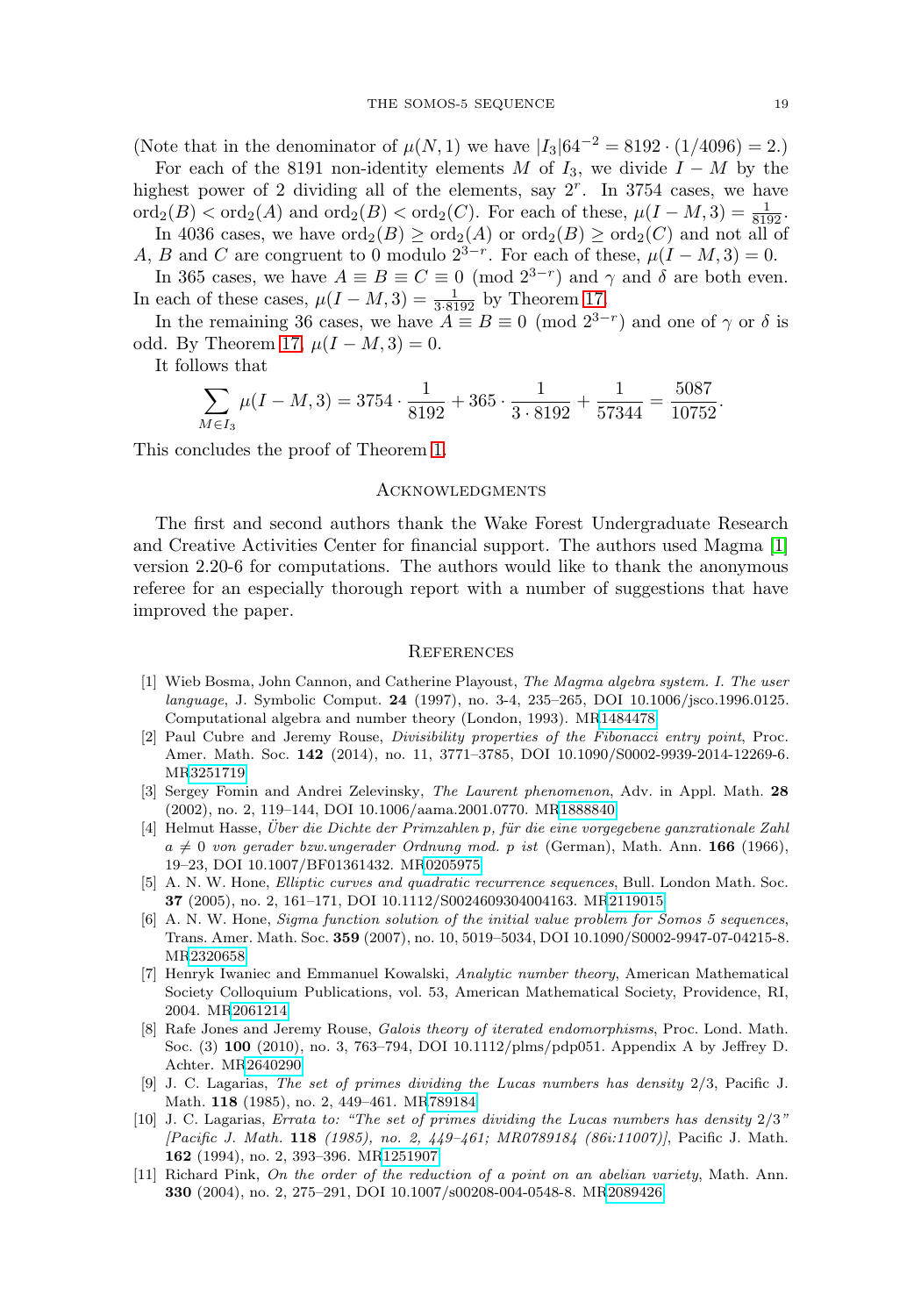(Note that in the denominator of $\mu(N, 1)$ we have $|I_3| 64^{-2} = 8192 \cdot (1/4096) = 2$.)

For each of the 8191 non-identity elements $M$ of $I_3$, we divide $I - M$ by the highest power of 2 dividing all of the elements, say $2^r$. In 3754 cases, we have $\mathrm{ord}_2(B) < \mathrm{ord}_2(A)$ and $\mathrm{ord}_2(B) < \mathrm{ord}_2(C)$. For each of these, $\mu(I - M, 3) = \frac{1}{8192}$.

In 4036 cases, we have $\mathrm{ord}_2(B) \geq \mathrm{ord}_2(A)$ or $\mathrm{ord}_2(B) \geq \mathrm{ord}_2(C)$ and not all of $A$, $B$ and $C$ are congruent to 0 modulo $2^{3-r}$. For each of these, $\mu(I - M, 3) = 0$.

In 365 cases, we have $A \equiv B \equiv C \equiv 0 \pmod{2^{3-r}}$ and $\gamma$ and $\delta$ are both even. In each of these cases, $\mu(I - M, 3) = \frac{1}{3 \cdot 8192}$ by Theorem 17.

In the remaining 36 cases, we have $A \equiv B \equiv 0 \pmod{2^{3-r}}$ and one of $\gamma$ or $\delta$ is odd. By Theorem 17, $\mu(I - M, 3) = 0$.

It follows that

$$\sum_{M \in I_3} \mu(I - M, 3) = 3754 \cdot \frac{1}{8192} + 365 \cdot \frac{1}{3 \cdot 8192} + \frac{1}{57344} = \frac{5087}{10752}.$$

This concludes the proof of Theorem 1.

## Acknowledgments

The first and second authors thank the Wake Forest Undergraduate Research and Creative Activities Center for financial support. The authors used Magma [1] version 2.20-6 for computations. The authors would like to thank the anonymous referee for an especially thorough report with a number of suggestions that have improved the paper.

## References

[1] Wieb Bosma, John Cannon, and Catherine Playoust, *The Magma algebra system. I. The user language*, J. Symbolic Comput. **24** (1997), no. 3-4, 235–265, DOI 10.1006/jsco.1996.0125. Computational algebra and number theory (London, 1993). MR1484478

[2] Paul Cubre and Jeremy Rouse, *Divisibility properties of the Fibonacci entry point*, Proc. Amer. Math. Soc. **142** (2014), no. 11, 3771–3785, DOI 10.1090/S0002-9939-2014-12269-6. MR3251719

[3] Sergey Fomin and Andrei Zelevinsky, *The Laurent phenomenon*, Adv. in Appl. Math. **28** (2002), no. 2, 119–144, DOI 10.1006/aama.2001.0770. MR1888840

[4] Helmut Hasse, *Über die Dichte der Primzahlen p, für die eine vorgegebene ganzrationale Zahl $a \neq 0$ von gerader bzw.ungerader Ordnung mod. p ist* (German), Math. Ann. **166** (1966), 19–23, DOI 10.1007/BF01361432. MR0205975

[5] A. N. W. Hone, *Elliptic curves and quadratic recurrence sequences*, Bull. London Math. Soc. **37** (2005), no. 2, 161–171, DOI 10.1112/S0024609304004163. MR2119015

[6] A. N. W. Hone, *Sigma function solution of the initial value problem for Somos 5 sequences*, Trans. Amer. Math. Soc. **359** (2007), no. 10, 5019–5034, DOI 10.1090/S0002-9947-07-04215-8. MR2320658

[7] Henryk Iwaniec and Emmanuel Kowalski, *Analytic number theory*, American Mathematical Society Colloquium Publications, vol. 53, American Mathematical Society, Providence, RI, 2004. MR2061214

[8] Rafe Jones and Jeremy Rouse, *Galois theory of iterated endomorphisms*, Proc. Lond. Math. Soc. (3) **100** (2010), no. 3, 763–794, DOI 10.1112/plms/pdp051. Appendix A by Jeffrey D. Achter. MR2640290

[9] J. C. Lagarias, *The set of primes dividing the Lucas numbers has density* 2/3, Pacific J. Math. **118** (1985), no. 2, 449–461. MR789184

[10] J. C. Lagarias, *Errata to: "The set of primes dividing the Lucas numbers has density* 2/3*" [Pacific J. Math.* **118** *(1985), no. 2, 449–461; MR0789184 (86i:11007)]*, Pacific J. Math. **162** (1994), no. 2, 393–396. MR1251907

[11] Richard Pink, *On the order of the reduction of a point on an abelian variety*, Math. Ann. **330** (2004), no. 2, 275–291, DOI 10.1007/s00208-004-0548-8. MR2089426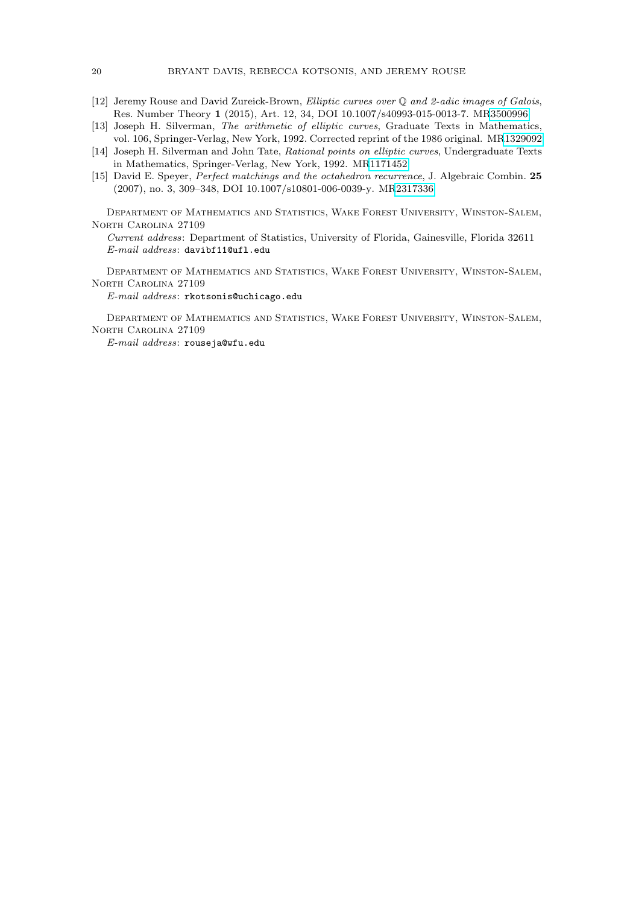[12] Jeremy Rouse and David Zureick-Brown, *Elliptic curves over $\mathbb{Q}$ and 2-adic images of Galois*, Res. Number Theory **1** (2015), Art. 12, 34, DOI 10.1007/s40993-015-0013-7. MR3500996

[13] Joseph H. Silverman, *The arithmetic of elliptic curves*, Graduate Texts in Mathematics, vol. 106, Springer-Verlag, New York, 1992. Corrected reprint of the 1986 original. MR1329092

[14] Joseph H. Silverman and John Tate, *Rational points on elliptic curves*, Undergraduate Texts in Mathematics, Springer-Verlag, New York, 1992. MR1171452

[15] David E. Speyer, *Perfect matchings and the octahedron recurrence*, J. Algebraic Combin. **25** (2007), no. 3, 309–348, DOI 10.1007/s10801-006-0039-y. MR2317336

Department of Mathematics and Statistics, Wake Forest University, Winston-Salem, North Carolina 27109

*Current address*: Department of Statistics, University of Florida, Gainesville, Florida 32611

*E-mail address*: `davibf11@ufl.edu`

Department of Mathematics and Statistics, Wake Forest University, Winston-Salem, North Carolina 27109

*E-mail address*: `rkotsonis@uchicago.edu`

Department of Mathematics and Statistics, Wake Forest University, Winston-Salem, North Carolina 27109

*E-mail address*: `rouseja@wfu.edu`